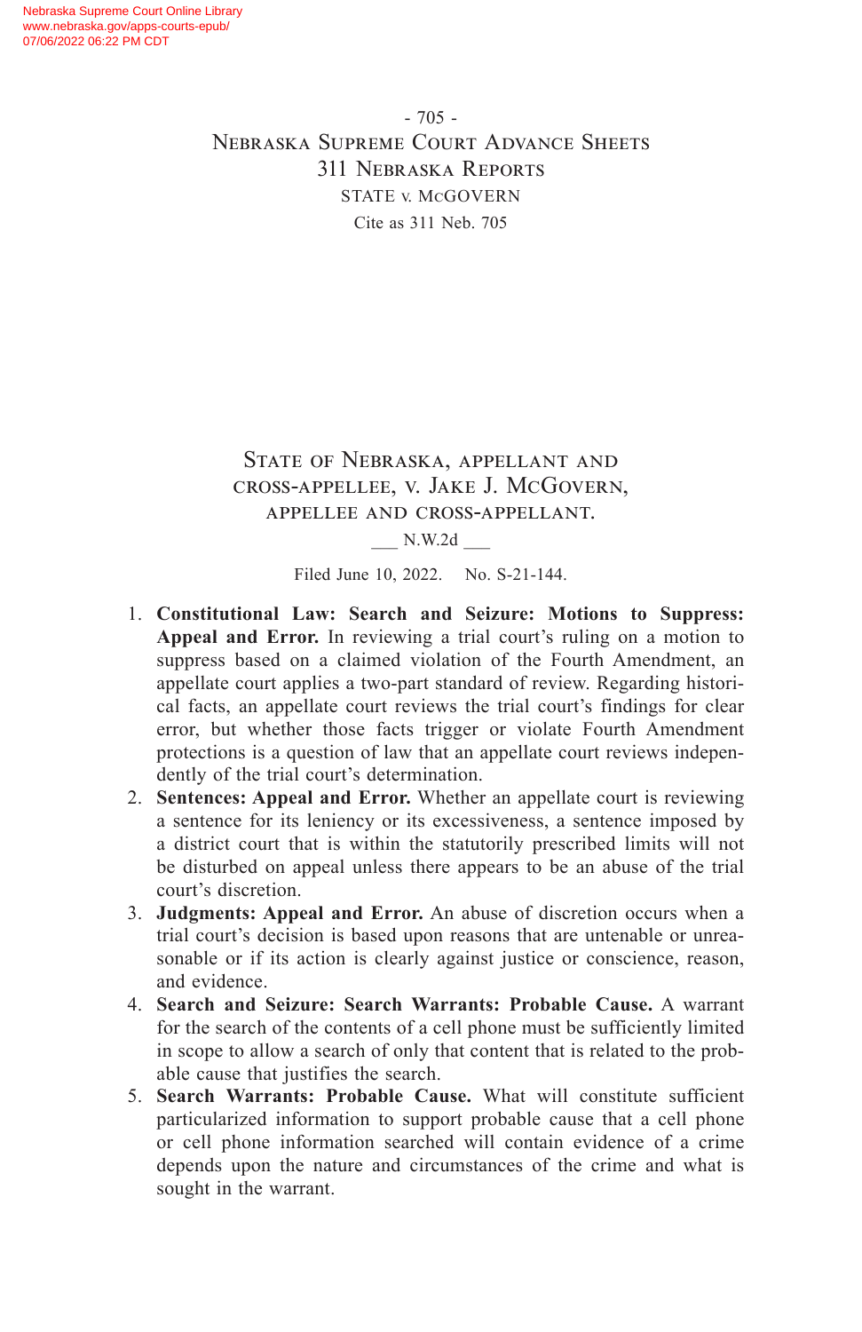State of Nebraska, appellant and cross-appellee, v. Jake J. McGovern, appellee and cross-appellant.

___ N.W.2d ___

Filed June 10, 2022. No. S-21-144.

1. **Constitutional Law: Search and Seizure: Motions to Suppress: Appeal and Error.** In reviewing a trial court's ruling on a motion to suppress based on a claimed violation of the Fourth Amendment, an appellate court applies a two-part standard of review. Regarding historical facts, an appellate court reviews the trial court's findings for clear error, but whether those facts trigger or violate Fourth Amendment protections is a question of law that an appellate court reviews independently of the trial court's determination.
2. **Sentences: Appeal and Error.** Whether an appellate court is reviewing a sentence for its leniency or its excessiveness, a sentence imposed by a district court that is within the statutorily prescribed limits will not be disturbed on appeal unless there appears to be an abuse of the trial court's discretion.
3. **Judgments: Appeal and Error.** An abuse of discretion occurs when a trial court's decision is based upon reasons that are untenable or unreasonable or if its action is clearly against justice or conscience, reason, and evidence.
4. **Search and Seizure: Search Warrants: Probable Cause.** A warrant for the search of the contents of a cell phone must be sufficiently limited in scope to allow a search of only that content that is related to the probable cause that justifies the search.
5. **Search Warrants: Probable Cause.** What will constitute sufficient particularized information to support probable cause that a cell phone or cell phone information searched will contain evidence of a crime depends upon the nature and circumstances of the crime and what is sought in the warrant.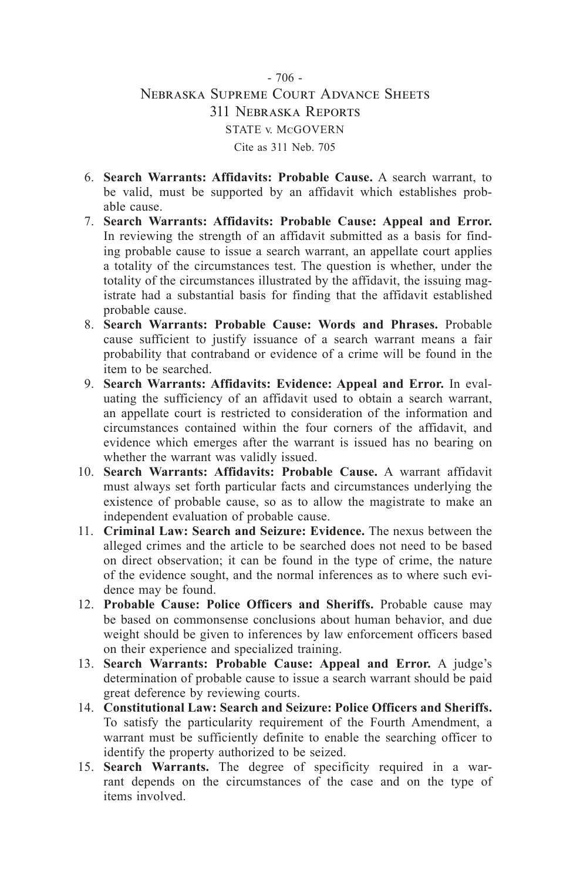6. **Search Warrants: Affidavits: Probable Cause.** A search warrant, to be valid, must be supported by an affidavit which establishes probable cause.
7. **Search Warrants: Affidavits: Probable Cause: Appeal and Error.** In reviewing the strength of an affidavit submitted as a basis for finding probable cause to issue a search warrant, an appellate court applies a totality of the circumstances test. The question is whether, under the totality of the circumstances illustrated by the affidavit, the issuing magistrate had a substantial basis for finding that the affidavit established probable cause.
8. **Search Warrants: Probable Cause: Words and Phrases.** Probable cause sufficient to justify issuance of a search warrant means a fair probability that contraband or evidence of a crime will be found in the item to be searched.
9. **Search Warrants: Affidavits: Evidence: Appeal and Error.** In evaluating the sufficiency of an affidavit used to obtain a search warrant, an appellate court is restricted to consideration of the information and circumstances contained within the four corners of the affidavit, and evidence which emerges after the warrant is issued has no bearing on whether the warrant was validly issued.
10. **Search Warrants: Affidavits: Probable Cause.** A warrant affidavit must always set forth particular facts and circumstances underlying the existence of probable cause, so as to allow the magistrate to make an independent evaluation of probable cause.
11. **Criminal Law: Search and Seizure: Evidence.** The nexus between the alleged crimes and the article to be searched does not need to be based on direct observation; it can be found in the type of crime, the nature of the evidence sought, and the normal inferences as to where such evidence may be found.
12. **Probable Cause: Police Officers and Sheriffs.** Probable cause may be based on commonsense conclusions about human behavior, and due weight should be given to inferences by law enforcement officers based on their experience and specialized training.
13. **Search Warrants: Probable Cause: Appeal and Error.** A judge's determination of probable cause to issue a search warrant should be paid great deference by reviewing courts.
14. **Constitutional Law: Search and Seizure: Police Officers and Sheriffs.** To satisfy the particularity requirement of the Fourth Amendment, a warrant must be sufficiently definite to enable the searching officer to identify the property authorized to be seized.
15. **Search Warrants.** The degree of specificity required in a warrant depends on the circumstances of the case and on the type of items involved.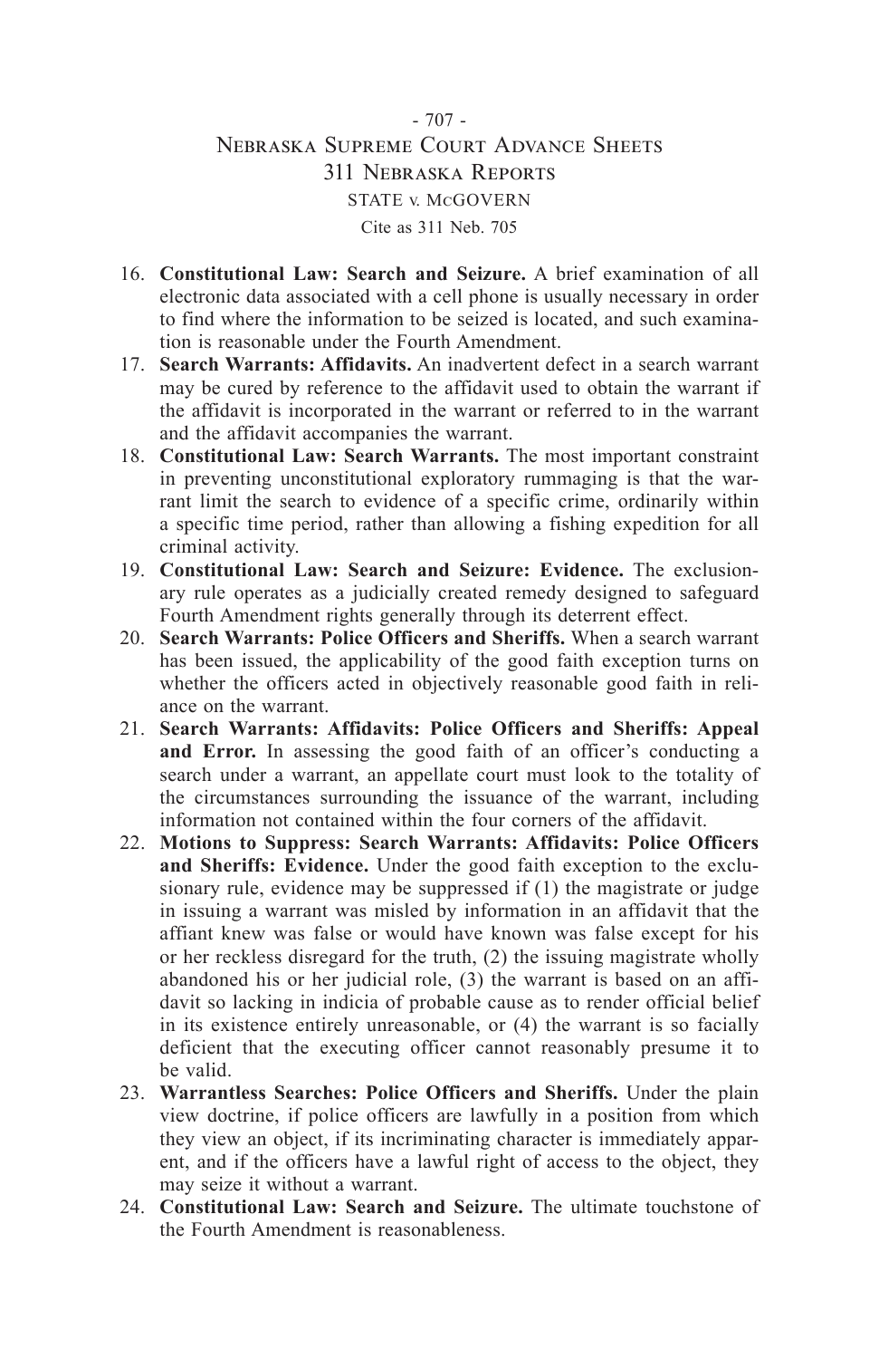16. **Constitutional Law: Search and Seizure.** A brief examination of all electronic data associated with a cell phone is usually necessary in order to find where the information to be seized is located, and such examination is reasonable under the Fourth Amendment.
17. **Search Warrants: Affidavits.** An inadvertent defect in a search warrant may be cured by reference to the affidavit used to obtain the warrant if the affidavit is incorporated in the warrant or referred to in the warrant and the affidavit accompanies the warrant.
18. **Constitutional Law: Search Warrants.** The most important constraint in preventing unconstitutional exploratory rummaging is that the warrant limit the search to evidence of a specific crime, ordinarily within a specific time period, rather than allowing a fishing expedition for all criminal activity.
19. **Constitutional Law: Search and Seizure: Evidence.** The exclusionary rule operates as a judicially created remedy designed to safeguard Fourth Amendment rights generally through its deterrent effect.
20. **Search Warrants: Police Officers and Sheriffs.** When a search warrant has been issued, the applicability of the good faith exception turns on whether the officers acted in objectively reasonable good faith in reliance on the warrant.
21. **Search Warrants: Affidavits: Police Officers and Sheriffs: Appeal and Error.** In assessing the good faith of an officer's conducting a search under a warrant, an appellate court must look to the totality of the circumstances surrounding the issuance of the warrant, including information not contained within the four corners of the affidavit.
22. **Motions to Suppress: Search Warrants: Affidavits: Police Officers and Sheriffs: Evidence.** Under the good faith exception to the exclusionary rule, evidence may be suppressed if (1) the magistrate or judge in issuing a warrant was misled by information in an affidavit that the affiant knew was false or would have known was false except for his or her reckless disregard for the truth, (2) the issuing magistrate wholly abandoned his or her judicial role, (3) the warrant is based on an affidavit so lacking in indicia of probable cause as to render official belief in its existence entirely unreasonable, or (4) the warrant is so facially deficient that the executing officer cannot reasonably presume it to be valid.
23. **Warrantless Searches: Police Officers and Sheriffs.** Under the plain view doctrine, if police officers are lawfully in a position from which they view an object, if its incriminating character is immediately apparent, and if the officers have a lawful right of access to the object, they may seize it without a warrant.
24. **Constitutional Law: Search and Seizure.** The ultimate touchstone of the Fourth Amendment is reasonableness.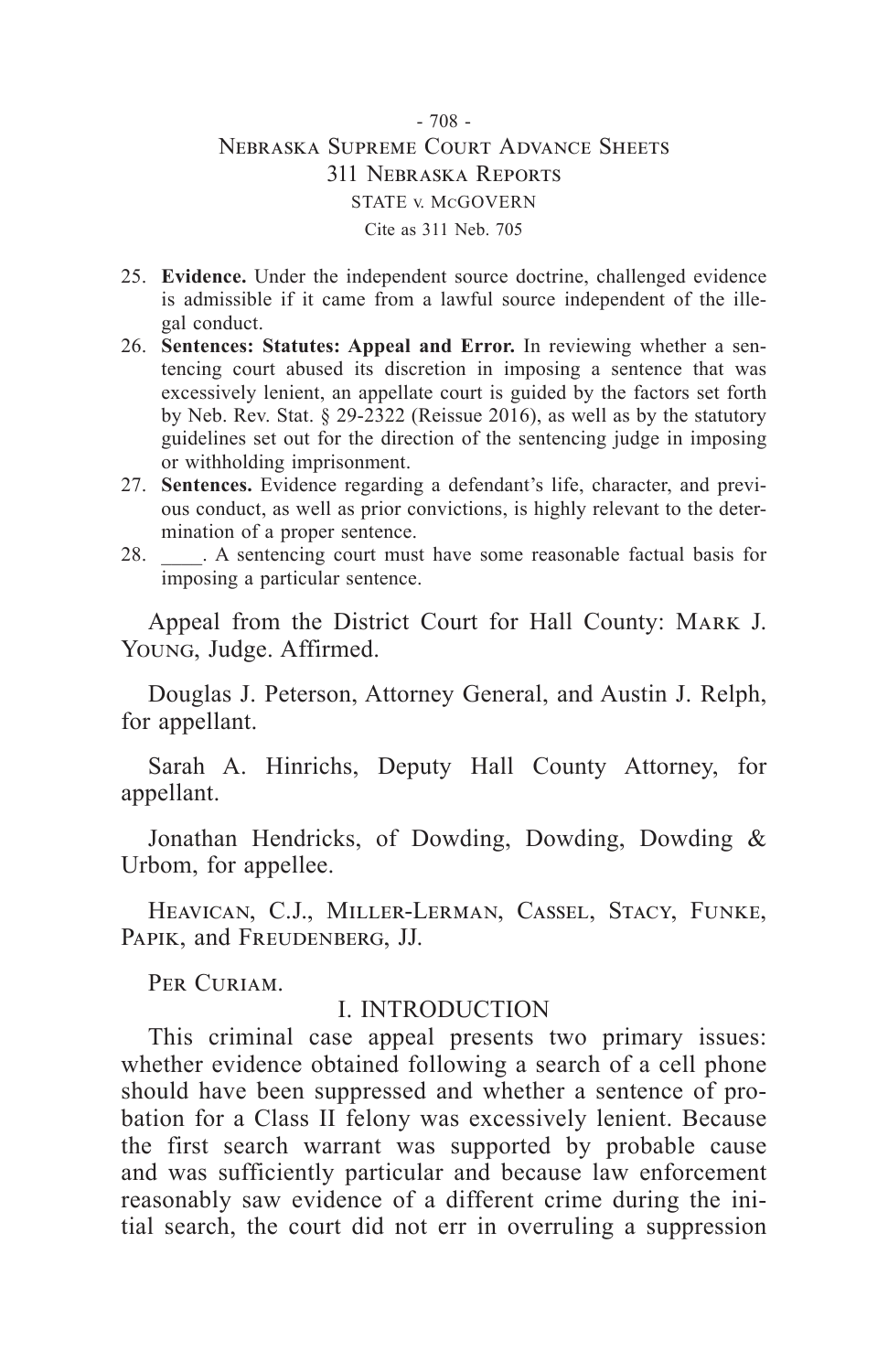25. **Evidence.** Under the independent source doctrine, challenged evidence is admissible if it came from a lawful source independent of the illegal conduct.
26. **Sentences: Statutes: Appeal and Error.** In reviewing whether a sentencing court abused its discretion in imposing a sentence that was excessively lenient, an appellate court is guided by the factors set forth by Neb. Rev. Stat. § 29-2322 (Reissue 2016), as well as by the statutory guidelines set out for the direction of the sentencing judge in imposing or withholding imprisonment.
27. **Sentences.** Evidence regarding a defendant's life, character, and previous conduct, as well as prior convictions, is highly relevant to the determination of a proper sentence.
28. \_\_\_\_. A sentencing court must have some reasonable factual basis for imposing a particular sentence.

Appeal from the District Court for Hall County: Mark J. Young, Judge. Affirmed.

Douglas J. Peterson, Attorney General, and Austin J. Relph, for appellant.

Sarah A. Hinrichs, Deputy Hall County Attorney, for appellant.

Jonathan Hendricks, of Dowding, Dowding, Dowding & Urbom, for appellee.

Heavican, C.J., Miller-Lerman, Cassel, Stacy, Funke, Papik, and Freudenberg, JJ.

Per Curiam.

## I. INTRODUCTION

This criminal case appeal presents two primary issues: whether evidence obtained following a search of a cell phone should have been suppressed and whether a sentence of probation for a Class II felony was excessively lenient. Because the first search warrant was supported by probable cause and was sufficiently particular and because law enforcement reasonably saw evidence of a different crime during the initial search, the court did not err in overruling a suppression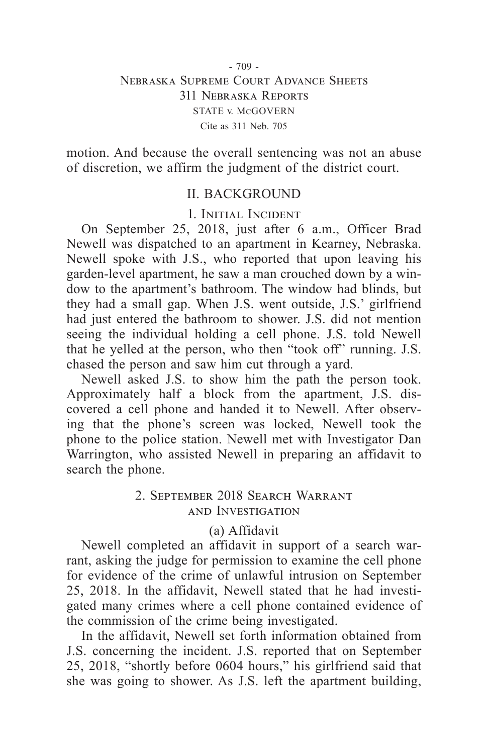motion. And because the overall sentencing was not an abuse of discretion, we affirm the judgment of the district court.

## II. BACKGROUND

### 1. Initial Incident

On September 25, 2018, just after 6 a.m., Officer Brad Newell was dispatched to an apartment in Kearney, Nebraska. Newell spoke with J.S., who reported that upon leaving his garden-level apartment, he saw a man crouched down by a window to the apartment's bathroom. The window had blinds, but they had a small gap. When J.S. went outside, J.S.' girlfriend had just entered the bathroom to shower. J.S. did not mention seeing the individual holding a cell phone. J.S. told Newell that he yelled at the person, who then "took off" running. J.S. chased the person and saw him cut through a yard.

Newell asked J.S. to show him the path the person took. Approximately half a block from the apartment, J.S. discovered a cell phone and handed it to Newell. After observing that the phone's screen was locked, Newell took the phone to the police station. Newell met with Investigator Dan Warrington, who assisted Newell in preparing an affidavit to search the phone.

### 2. September 2018 Search Warrant and Investigation

#### (a) Affidavit

Newell completed an affidavit in support of a search warrant, asking the judge for permission to examine the cell phone for evidence of the crime of unlawful intrusion on September 25, 2018. In the affidavit, Newell stated that he had investigated many crimes where a cell phone contained evidence of the commission of the crime being investigated.

In the affidavit, Newell set forth information obtained from J.S. concerning the incident. J.S. reported that on September 25, 2018, "shortly before 0604 hours," his girlfriend said that she was going to shower. As J.S. left the apartment building,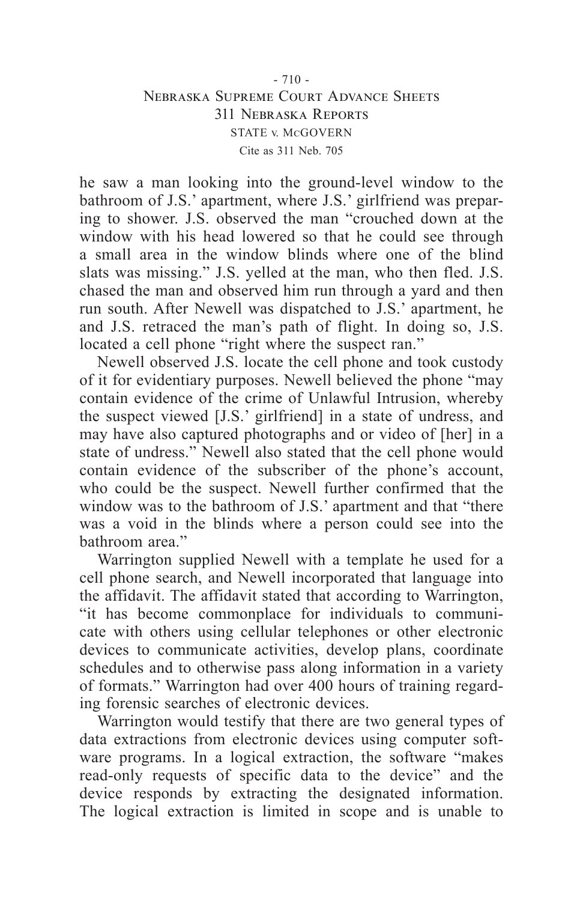he saw a man looking into the ground-level window to the bathroom of J.S.' apartment, where J.S.' girlfriend was preparing to shower. J.S. observed the man "crouched down at the window with his head lowered so that he could see through a small area in the window blinds where one of the blind slats was missing." J.S. yelled at the man, who then fled. J.S. chased the man and observed him run through a yard and then run south. After Newell was dispatched to J.S.' apartment, he and J.S. retraced the man's path of flight. In doing so, J.S. located a cell phone "right where the suspect ran."

Newell observed J.S. locate the cell phone and took custody of it for evidentiary purposes. Newell believed the phone "may contain evidence of the crime of Unlawful Intrusion, whereby the suspect viewed [J.S.' girlfriend] in a state of undress, and may have also captured photographs and or video of [her] in a state of undress." Newell also stated that the cell phone would contain evidence of the subscriber of the phone's account, who could be the suspect. Newell further confirmed that the window was to the bathroom of J.S.' apartment and that "there was a void in the blinds where a person could see into the bathroom area."

Warrington supplied Newell with a template he used for a cell phone search, and Newell incorporated that language into the affidavit. The affidavit stated that according to Warrington, "it has become commonplace for individuals to communicate with others using cellular telephones or other electronic devices to communicate activities, develop plans, coordinate schedules and to otherwise pass along information in a variety of formats." Warrington had over 400 hours of training regarding forensic searches of electronic devices.

Warrington would testify that there are two general types of data extractions from electronic devices using computer software programs. In a logical extraction, the software "makes read-only requests of specific data to the device" and the device responds by extracting the designated information. The logical extraction is limited in scope and is unable to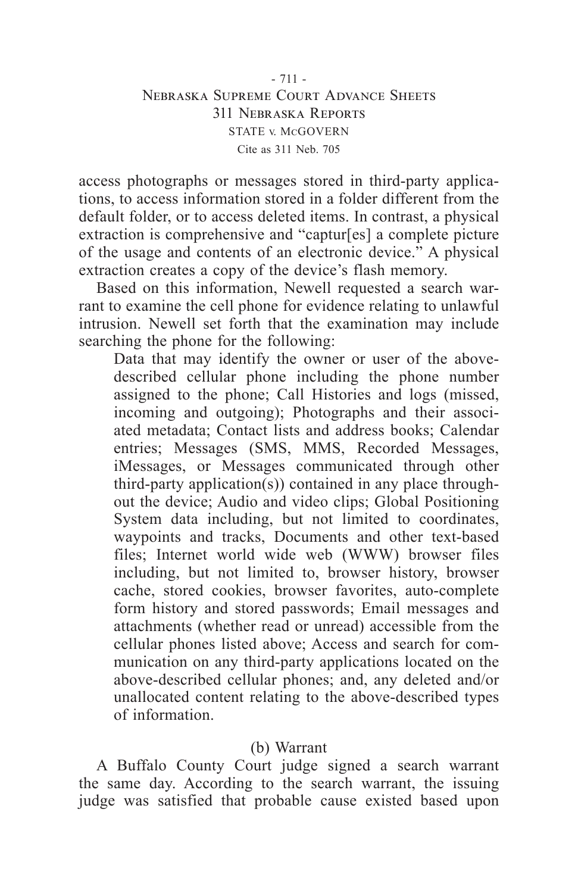access photographs or messages stored in third-party applications, to access information stored in a folder different from the default folder, or to access deleted items. In contrast, a physical extraction is comprehensive and "captur[es] a complete picture of the usage and contents of an electronic device." A physical extraction creates a copy of the device's flash memory.

Based on this information, Newell requested a search warrant to examine the cell phone for evidence relating to unlawful intrusion. Newell set forth that the examination may include searching the phone for the following:

> Data that may identify the owner or user of the above-described cellular phone including the phone number assigned to the phone; Call Histories and logs (missed, incoming and outgoing); Photographs and their associated metadata; Contact lists and address books; Calendar entries; Messages (SMS, MMS, Recorded Messages, iMessages, or Messages communicated through other third-party application(s)) contained in any place throughout the device; Audio and video clips; Global Positioning System data including, but not limited to coordinates, waypoints and tracks, Documents and other text-based files; Internet world wide web (WWW) browser files including, but not limited to, browser history, browser cache, stored cookies, browser favorites, auto-complete form history and stored passwords; Email messages and attachments (whether read or unread) accessible from the cellular phones listed above; Access and search for communication on any third-party applications located on the above-described cellular phones; and, any deleted and/or unallocated content relating to the above-described types of information.

(b) Warrant

A Buffalo County Court judge signed a search warrant the same day. According to the search warrant, the issuing judge was satisfied that probable cause existed based upon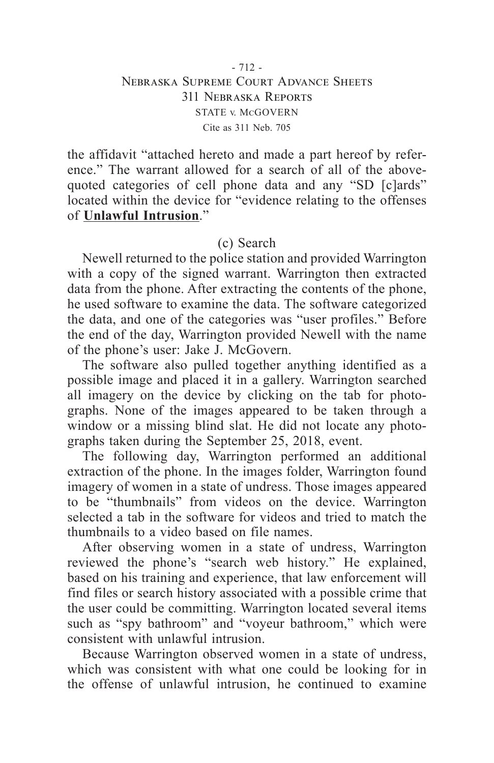the affidavit "attached hereto and made a part hereof by reference." The warrant allowed for a search of all of the above-quoted categories of cell phone data and any "SD [c]ards" located within the device for "evidence relating to the offenses of **Unlawful Intrusion**."

### (c) Search

Newell returned to the police station and provided Warrington with a copy of the signed warrant. Warrington then extracted data from the phone. After extracting the contents of the phone, he used software to examine the data. The software categorized the data, and one of the categories was "user profiles." Before the end of the day, Warrington provided Newell with the name of the phone's user: Jake J. McGovern.

The software also pulled together anything identified as a possible image and placed it in a gallery. Warrington searched all imagery on the device by clicking on the tab for photographs. None of the images appeared to be taken through a window or a missing blind slat. He did not locate any photographs taken during the September 25, 2018, event.

The following day, Warrington performed an additional extraction of the phone. In the images folder, Warrington found imagery of women in a state of undress. Those images appeared to be "thumbnails" from videos on the device. Warrington selected a tab in the software for videos and tried to match the thumbnails to a video based on file names.

After observing women in a state of undress, Warrington reviewed the phone's "search web history." He explained, based on his training and experience, that law enforcement will find files or search history associated with a possible crime that the user could be committing. Warrington located several items such as "spy bathroom" and "voyeur bathroom," which were consistent with unlawful intrusion.

Because Warrington observed women in a state of undress, which was consistent with what one could be looking for in the offense of unlawful intrusion, he continued to examine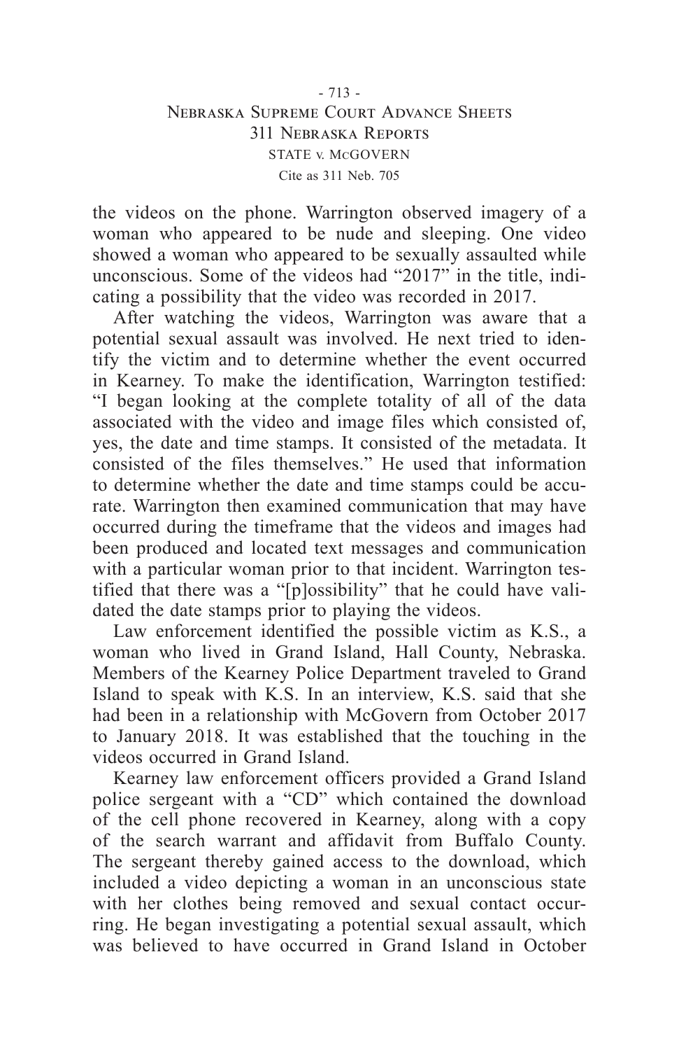the videos on the phone. Warrington observed imagery of a woman who appeared to be nude and sleeping. One video showed a woman who appeared to be sexually assaulted while unconscious. Some of the videos had "2017" in the title, indicating a possibility that the video was recorded in 2017.

After watching the videos, Warrington was aware that a potential sexual assault was involved. He next tried to identify the victim and to determine whether the event occurred in Kearney. To make the identification, Warrington testified: "I began looking at the complete totality of all of the data associated with the video and image files which consisted of, yes, the date and time stamps. It consisted of the metadata. It consisted of the files themselves." He used that information to determine whether the date and time stamps could be accurate. Warrington then examined communication that may have occurred during the timeframe that the videos and images had been produced and located text messages and communication with a particular woman prior to that incident. Warrington testified that there was a "[p]ossibility" that he could have validated the date stamps prior to playing the videos.

Law enforcement identified the possible victim as K.S., a woman who lived in Grand Island, Hall County, Nebraska. Members of the Kearney Police Department traveled to Grand Island to speak with K.S. In an interview, K.S. said that she had been in a relationship with McGovern from October 2017 to January 2018. It was established that the touching in the videos occurred in Grand Island.

Kearney law enforcement officers provided a Grand Island police sergeant with a "CD" which contained the download of the cell phone recovered in Kearney, along with a copy of the search warrant and affidavit from Buffalo County. The sergeant thereby gained access to the download, which included a video depicting a woman in an unconscious state with her clothes being removed and sexual contact occurring. He began investigating a potential sexual assault, which was believed to have occurred in Grand Island in October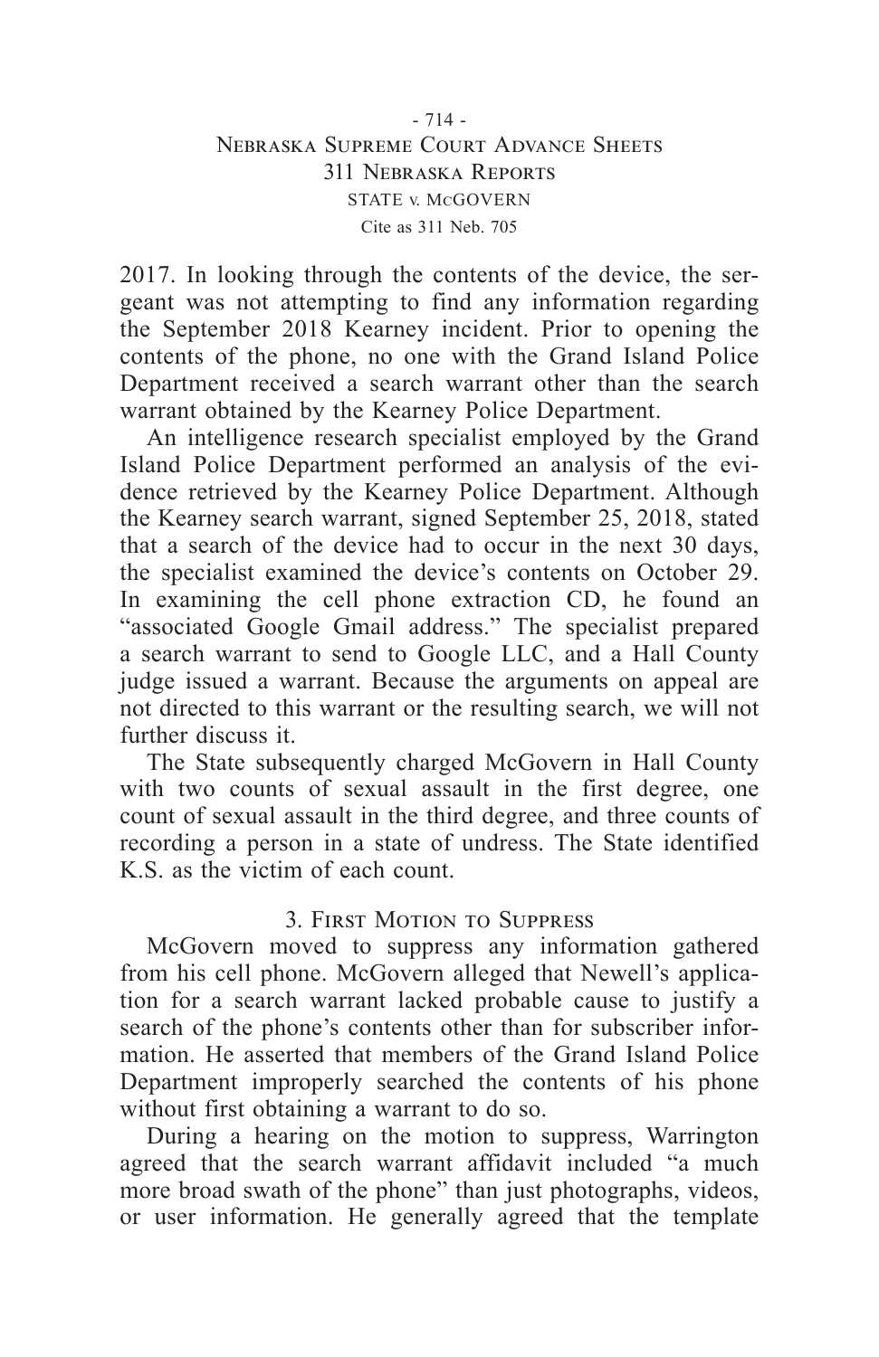2017. In looking through the contents of the device, the sergeant was not attempting to find any information regarding the September 2018 Kearney incident. Prior to opening the contents of the phone, no one with the Grand Island Police Department received a search warrant other than the search warrant obtained by the Kearney Police Department.

An intelligence research specialist employed by the Grand Island Police Department performed an analysis of the evidence retrieved by the Kearney Police Department. Although the Kearney search warrant, signed September 25, 2018, stated that a search of the device had to occur in the next 30 days, the specialist examined the device's contents on October 29. In examining the cell phone extraction CD, he found an "associated Google Gmail address." The specialist prepared a search warrant to send to Google LLC, and a Hall County judge issued a warrant. Because the arguments on appeal are not directed to this warrant or the resulting search, we will not further discuss it.

The State subsequently charged McGovern in Hall County with two counts of sexual assault in the first degree, one count of sexual assault in the third degree, and three counts of recording a person in a state of undress. The State identified K.S. as the victim of each count.

### 3. First Motion to Suppress

McGovern moved to suppress any information gathered from his cell phone. McGovern alleged that Newell's application for a search warrant lacked probable cause to justify a search of the phone's contents other than for subscriber information. He asserted that members of the Grand Island Police Department improperly searched the contents of his phone without first obtaining a warrant to do so.

During a hearing on the motion to suppress, Warrington agreed that the search warrant affidavit included "a much more broad swath of the phone" than just photographs, videos, or user information. He generally agreed that the template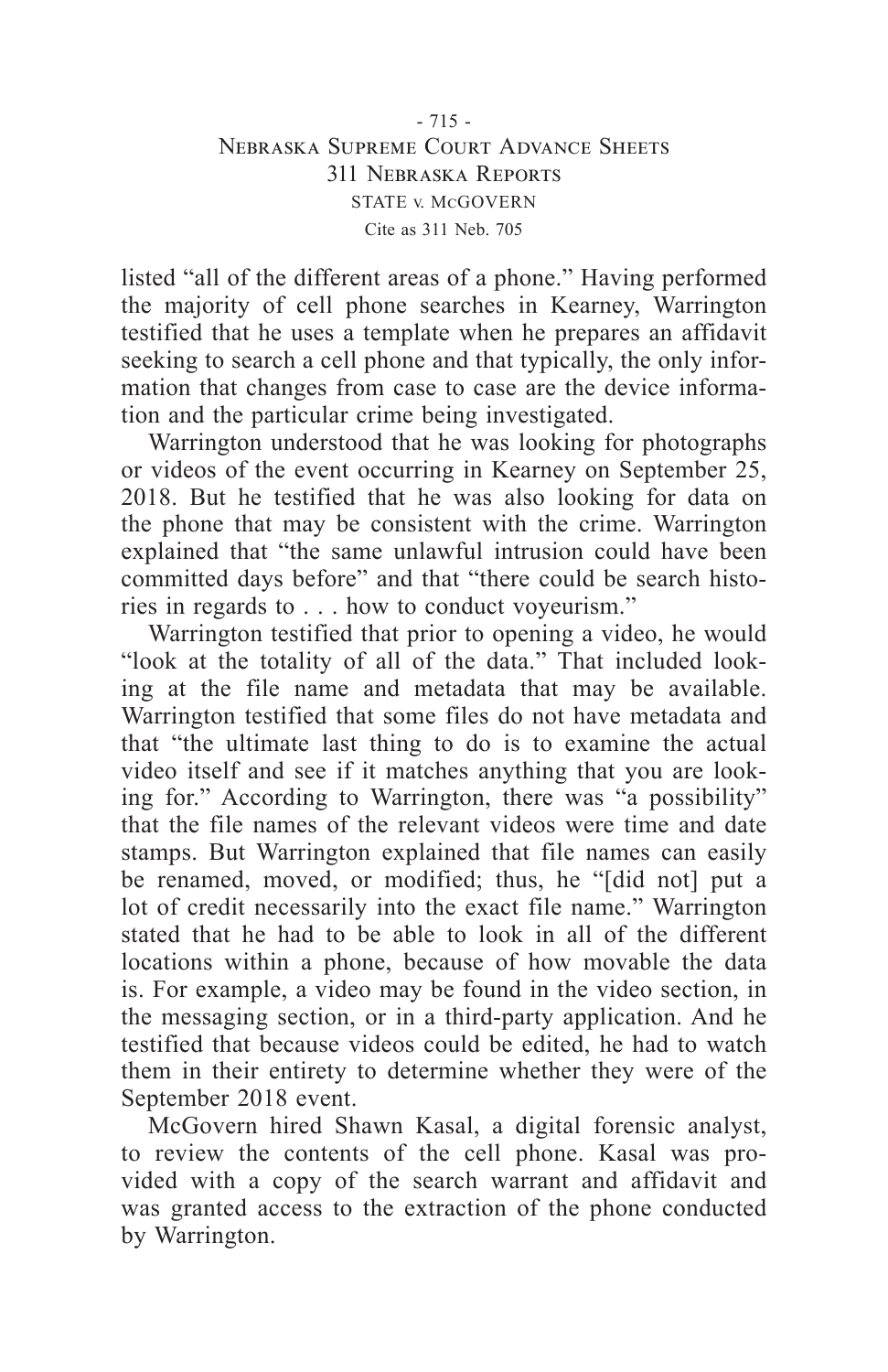listed "all of the different areas of a phone." Having performed the majority of cell phone searches in Kearney, Warrington testified that he uses a template when he prepares an affidavit seeking to search a cell phone and that typically, the only information that changes from case to case are the device information and the particular crime being investigated.

Warrington understood that he was looking for photographs or videos of the event occurring in Kearney on September 25, 2018. But he testified that he was also looking for data on the phone that may be consistent with the crime. Warrington explained that "the same unlawful intrusion could have been committed days before" and that "there could be search histories in regards to . . . how to conduct voyeurism."

Warrington testified that prior to opening a video, he would "look at the totality of all of the data." That included looking at the file name and metadata that may be available. Warrington testified that some files do not have metadata and that "the ultimate last thing to do is to examine the actual video itself and see if it matches anything that you are looking for." According to Warrington, there was "a possibility" that the file names of the relevant videos were time and date stamps. But Warrington explained that file names can easily be renamed, moved, or modified; thus, he "[did not] put a lot of credit necessarily into the exact file name." Warrington stated that he had to be able to look in all of the different locations within a phone, because of how movable the data is. For example, a video may be found in the video section, in the messaging section, or in a third-party application. And he testified that because videos could be edited, he had to watch them in their entirety to determine whether they were of the September 2018 event.

McGovern hired Shawn Kasal, a digital forensic analyst, to review the contents of the cell phone. Kasal was provided with a copy of the search warrant and affidavit and was granted access to the extraction of the phone conducted by Warrington.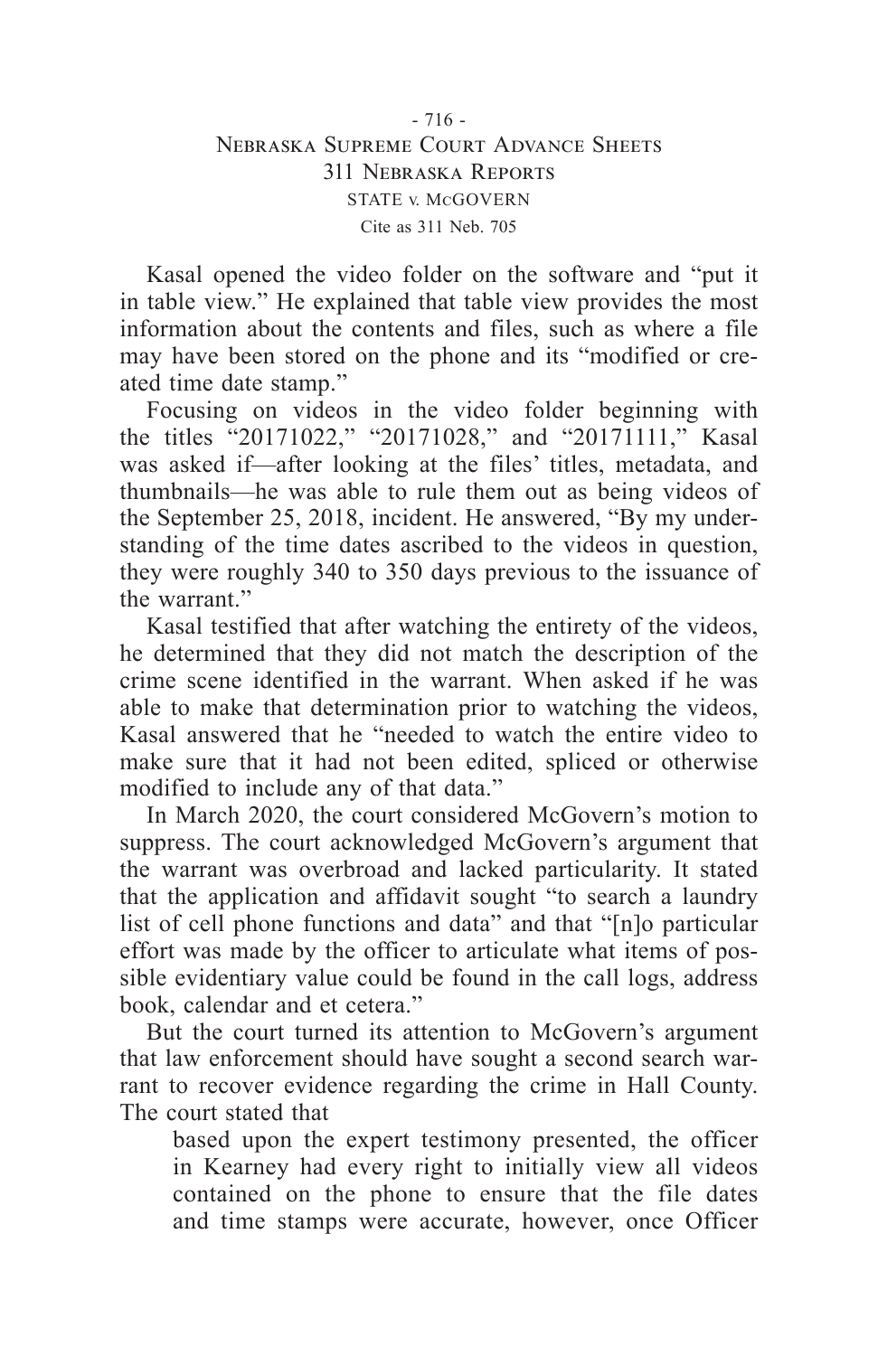Kasal opened the video folder on the software and "put it in table view." He explained that table view provides the most information about the contents and files, such as where a file may have been stored on the phone and its "modified or created time date stamp."

Focusing on videos in the video folder beginning with the titles "20171022," "20171028," and "20171111," Kasal was asked if—after looking at the files' titles, metadata, and thumbnails—he was able to rule them out as being videos of the September 25, 2018, incident. He answered, "By my understanding of the time dates ascribed to the videos in question, they were roughly 340 to 350 days previous to the issuance of the warrant."

Kasal testified that after watching the entirety of the videos, he determined that they did not match the description of the crime scene identified in the warrant. When asked if he was able to make that determination prior to watching the videos, Kasal answered that he "needed to watch the entire video to make sure that it had not been edited, spliced or otherwise modified to include any of that data."

In March 2020, the court considered McGovern's motion to suppress. The court acknowledged McGovern's argument that the warrant was overbroad and lacked particularity. It stated that the application and affidavit sought "to search a laundry list of cell phone functions and data" and that "[n]o particular effort was made by the officer to articulate what items of possible evidentiary value could be found in the call logs, address book, calendar and et cetera."

But the court turned its attention to McGovern's argument that law enforcement should have sought a second search warrant to recover evidence regarding the crime in Hall County. The court stated that

> based upon the expert testimony presented, the officer in Kearney had every right to initially view all videos contained on the phone to ensure that the file dates and time stamps were accurate, however, once Officer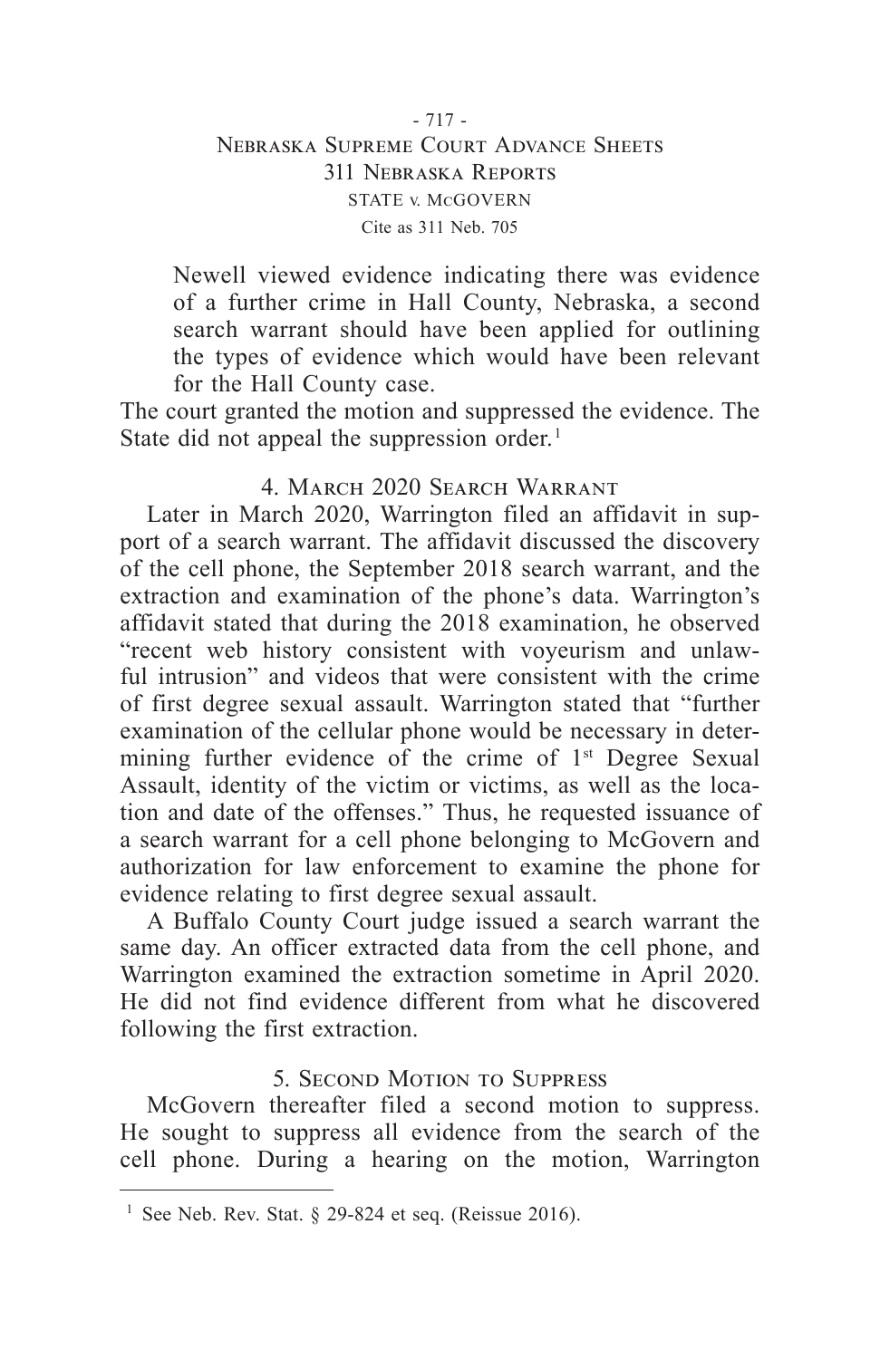> Newell viewed evidence indicating there was evidence of a further crime in Hall County, Nebraska, a second search warrant should have been applied for outlining the types of evidence which would have been relevant for the Hall County case.

The court granted the motion and suppressed the evidence. The State did not appeal the suppression order.[1]

### 4. March 2020 Search Warrant

Later in March 2020, Warrington filed an affidavit in support of a search warrant. The affidavit discussed the discovery of the cell phone, the September 2018 search warrant, and the extraction and examination of the phone's data. Warrington's affidavit stated that during the 2018 examination, he observed "recent web history consistent with voyeurism and unlawful intrusion" and videos that were consistent with the crime of first degree sexual assault. Warrington stated that "further examination of the cellular phone would be necessary in determining further evidence of the crime of 1st Degree Sexual Assault, identity of the victim or victims, as well as the location and date of the offenses." Thus, he requested issuance of a search warrant for a cell phone belonging to McGovern and authorization for law enforcement to examine the phone for evidence relating to first degree sexual assault.

A Buffalo County Court judge issued a search warrant the same day. An officer extracted data from the cell phone, and Warrington examined the extraction sometime in April 2020. He did not find evidence different from what he discovered following the first extraction.

### 5. Second Motion to Suppress

McGovern thereafter filed a second motion to suppress. He sought to suppress all evidence from the search of the cell phone. During a hearing on the motion, Warrington

---

[1] See Neb. Rev. Stat. § 29-824 et seq. (Reissue 2016).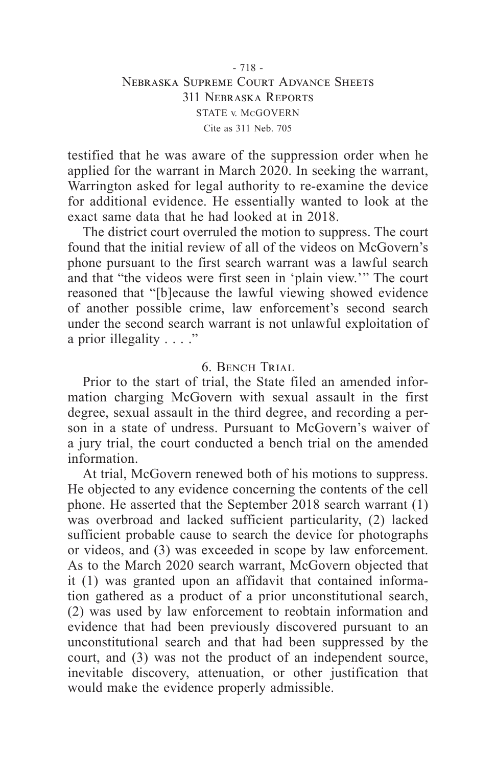testified that he was aware of the suppression order when he applied for the warrant in March 2020. In seeking the warrant, Warrington asked for legal authority to re-examine the device for additional evidence. He essentially wanted to look at the exact same data that he had looked at in 2018.

The district court overruled the motion to suppress. The court found that the initial review of all of the videos on McGovern's phone pursuant to the first search warrant was a lawful search and that "the videos were first seen in 'plain view.'" The court reasoned that "[b]ecause the lawful viewing showed evidence of another possible crime, law enforcement's second search under the second search warrant is not unlawful exploitation of a prior illegality . . . ."

### 6. Bench Trial

Prior to the start of trial, the State filed an amended information charging McGovern with sexual assault in the first degree, sexual assault in the third degree, and recording a person in a state of undress. Pursuant to McGovern's waiver of a jury trial, the court conducted a bench trial on the amended information.

At trial, McGovern renewed both of his motions to suppress. He objected to any evidence concerning the contents of the cell phone. He asserted that the September 2018 search warrant (1) was overbroad and lacked sufficient particularity, (2) lacked sufficient probable cause to search the device for photographs or videos, and (3) was exceeded in scope by law enforcement. As to the March 2020 search warrant, McGovern objected that it (1) was granted upon an affidavit that contained information gathered as a product of a prior unconstitutional search, (2) was used by law enforcement to reobtain information and evidence that had been previously discovered pursuant to an unconstitutional search and that had been suppressed by the court, and (3) was not the product of an independent source, inevitable discovery, attenuation, or other justification that would make the evidence properly admissible.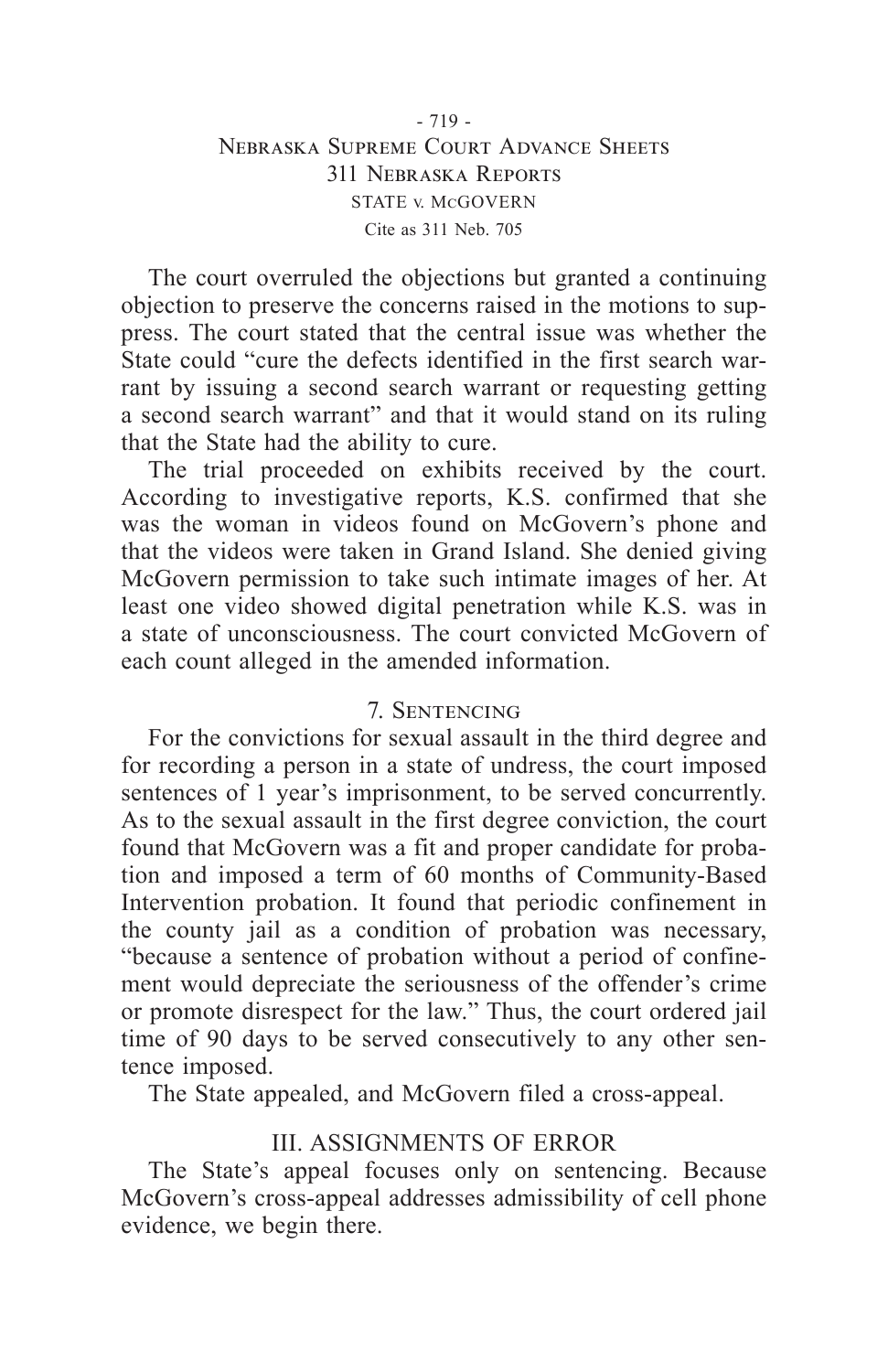The court overruled the objections but granted a continuing objection to preserve the concerns raised in the motions to suppress. The court stated that the central issue was whether the State could "cure the defects identified in the first search warrant by issuing a second search warrant or requesting getting a second search warrant" and that it would stand on its ruling that the State had the ability to cure.

The trial proceeded on exhibits received by the court. According to investigative reports, K.S. confirmed that she was the woman in videos found on McGovern's phone and that the videos were taken in Grand Island. She denied giving McGovern permission to take such intimate images of her. At least one video showed digital penetration while K.S. was in a state of unconsciousness. The court convicted McGovern of each count alleged in the amended information.

### 7. Sentencing

For the convictions for sexual assault in the third degree and for recording a person in a state of undress, the court imposed sentences of 1 year's imprisonment, to be served concurrently. As to the sexual assault in the first degree conviction, the court found that McGovern was a fit and proper candidate for probation and imposed a term of 60 months of Community-Based Intervention probation. It found that periodic confinement in the county jail as a condition of probation was necessary, "because a sentence of probation without a period of confinement would depreciate the seriousness of the offender's crime or promote disrespect for the law." Thus, the court ordered jail time of 90 days to be served consecutively to any other sentence imposed.

The State appealed, and McGovern filed a cross-appeal.

## III. ASSIGNMENTS OF ERROR

The State's appeal focuses only on sentencing. Because McGovern's cross-appeal addresses admissibility of cell phone evidence, we begin there.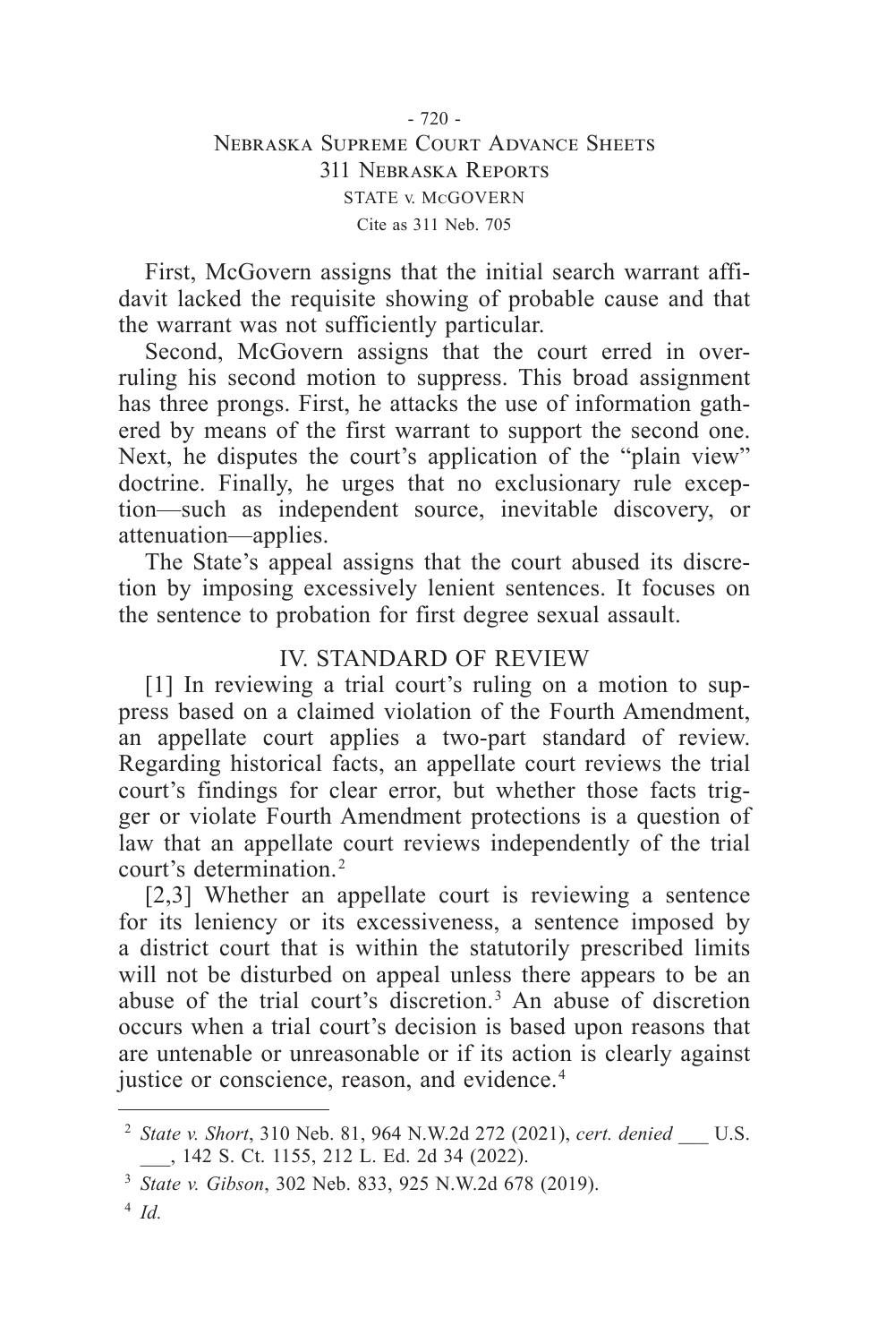First, McGovern assigns that the initial search warrant affidavit lacked the requisite showing of probable cause and that the warrant was not sufficiently particular.

Second, McGovern assigns that the court erred in overruling his second motion to suppress. This broad assignment has three prongs. First, he attacks the use of information gathered by means of the first warrant to support the second one. Next, he disputes the court's application of the "plain view" doctrine. Finally, he urges that no exclusionary rule exception—such as independent source, inevitable discovery, or attenuation—applies.

The State's appeal assigns that the court abused its discretion by imposing excessively lenient sentences. It focuses on the sentence to probation for first degree sexual assault.

## IV. STANDARD OF REVIEW

[1] In reviewing a trial court's ruling on a motion to suppress based on a claimed violation of the Fourth Amendment, an appellate court applies a two-part standard of review. Regarding historical facts, an appellate court reviews the trial court's findings for clear error, but whether those facts trigger or violate Fourth Amendment protections is a question of law that an appellate court reviews independently of the trial court's determination.[2]

[2,3] Whether an appellate court is reviewing a sentence for its leniency or its excessiveness, a sentence imposed by a district court that is within the statutorily prescribed limits will not be disturbed on appeal unless there appears to be an abuse of the trial court's discretion.[3] An abuse of discretion occurs when a trial court's decision is based upon reasons that are untenable or unreasonable or if its action is clearly against justice or conscience, reason, and evidence.[4]

---

[2] *State v. Short*, 310 Neb. 81, 964 N.W.2d 272 (2021), *cert. denied* ___ U.S. ___, 142 S. Ct. 1155, 212 L. Ed. 2d 34 (2022).

[3] *State v. Gibson*, 302 Neb. 833, 925 N.W.2d 678 (2019).

[4] *Id.*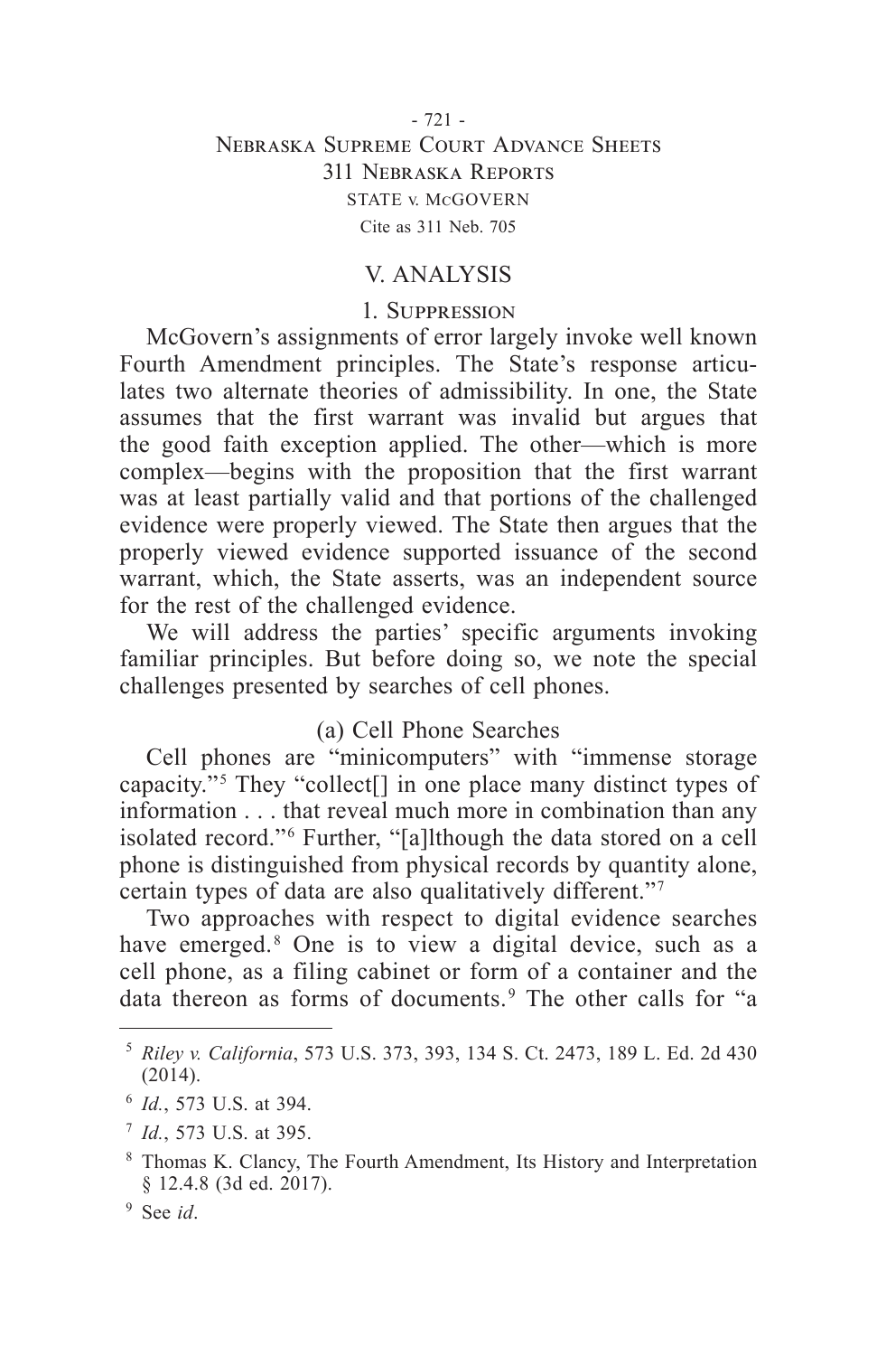## V. ANALYSIS

### 1. Suppression

McGovern's assignments of error largely invoke well known Fourth Amendment principles. The State's response articulates two alternate theories of admissibility. In one, the State assumes that the first warrant was invalid but argues that the good faith exception applied. The other—which is more complex—begins with the proposition that the first warrant was at least partially valid and that portions of the challenged evidence were properly viewed. The State then argues that the properly viewed evidence supported issuance of the second warrant, which, the State asserts, was an independent source for the rest of the challenged evidence.

We will address the parties' specific arguments invoking familiar principles. But before doing so, we note the special challenges presented by searches of cell phones.

#### (a) Cell Phone Searches

Cell phones are "minicomputers" with "immense storage capacity."[5] They "collect[] in one place many distinct types of information . . . that reveal much more in combination than any isolated record."[6] Further, "[a]lthough the data stored on a cell phone is distinguished from physical records by quantity alone, certain types of data are also qualitatively different."[7]

Two approaches with respect to digital evidence searches have emerged.[8] One is to view a digital device, such as a cell phone, as a filing cabinet or form of a container and the data thereon as forms of documents.[9] The other calls for "a

---

[5] *Riley v. California*, 573 U.S. 373, 393, 134 S. Ct. 2473, 189 L. Ed. 2d 430 (2014).

[6] *Id.*, 573 U.S. at 394.

[7] *Id.*, 573 U.S. at 395.

[8] Thomas K. Clancy, The Fourth Amendment, Its History and Interpretation § 12.4.8 (3d ed. 2017).

[9] See *id*.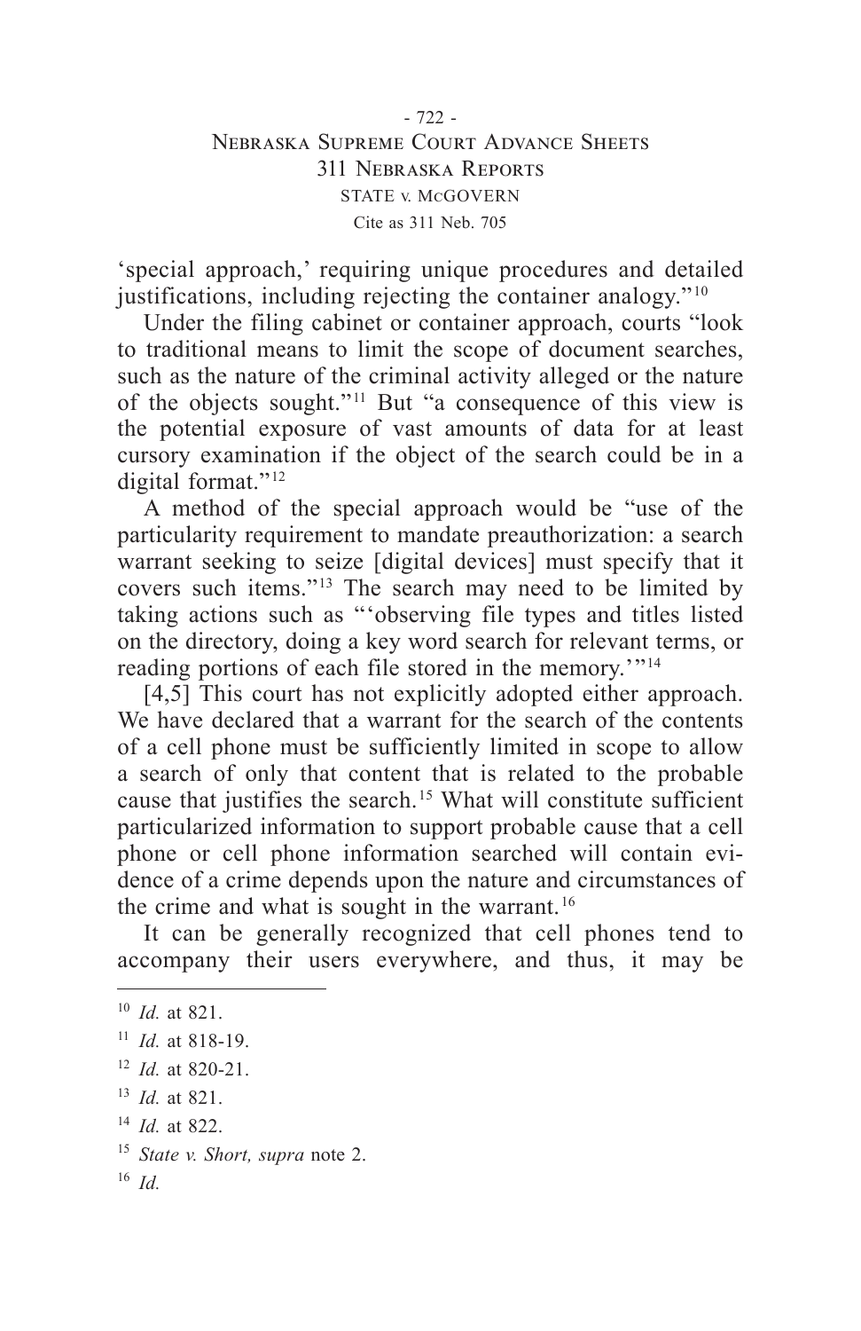'special approach,' requiring unique procedures and detailed justifications, including rejecting the container analogy."[10]

Under the filing cabinet or container approach, courts "look to traditional means to limit the scope of document searches, such as the nature of the criminal activity alleged or the nature of the objects sought."[11] But "a consequence of this view is the potential exposure of vast amounts of data for at least cursory examination if the object of the search could be in a digital format."[12]

A method of the special approach would be "use of the particularity requirement to mandate preauthorization: a search warrant seeking to seize [digital devices] must specify that it covers such items."[13] The search may need to be limited by taking actions such as "'observing file types and titles listed on the directory, doing a key word search for relevant terms, or reading portions of each file stored in the memory.'"[14]

[4,5] This court has not explicitly adopted either approach. We have declared that a warrant for the search of the contents of a cell phone must be sufficiently limited in scope to allow a search of only that content that is related to the probable cause that justifies the search.[15] What will constitute sufficient particularized information to support probable cause that a cell phone or cell phone information searched will contain evidence of a crime depends upon the nature and circumstances of the crime and what is sought in the warrant.[16]

It can be generally recognized that cell phones tend to accompany their users everywhere, and thus, it may be

---

[10] *Id.* at 821.

[11] *Id.* at 818-19.

[12] *Id.* at 820-21.

[13] *Id.* at 821.

[14] *Id.* at 822.

[15] *State v. Short, supra* note 2.

[16] *Id.*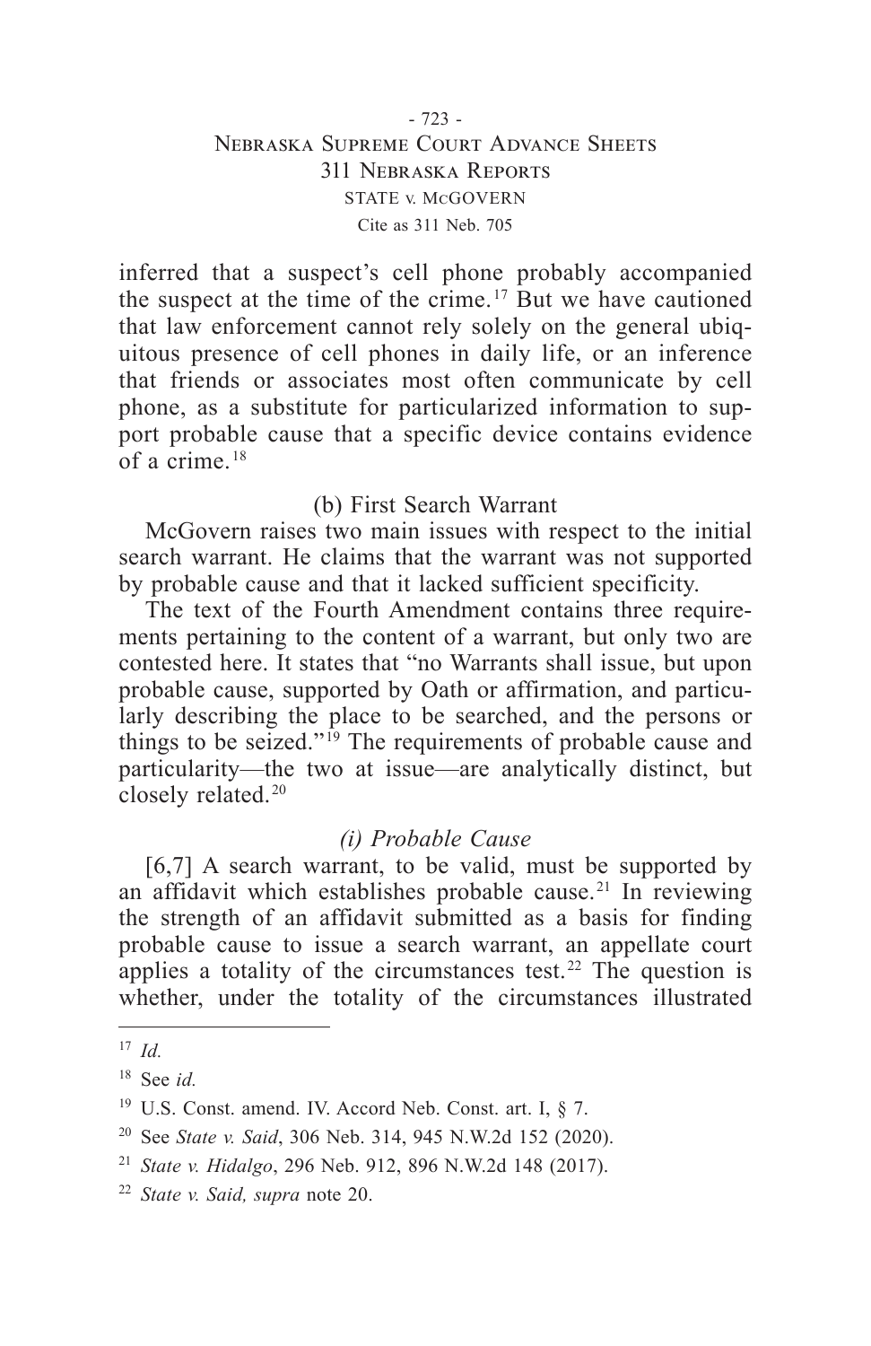inferred that a suspect's cell phone probably accompanied the suspect at the time of the crime.[17] But we have cautioned that law enforcement cannot rely solely on the general ubiquitous presence of cell phones in daily life, or an inference that friends or associates most often communicate by cell phone, as a substitute for particularized information to support probable cause that a specific device contains evidence of a crime.[18]

(b) First Search Warrant

McGovern raises two main issues with respect to the initial search warrant. He claims that the warrant was not supported by probable cause and that it lacked sufficient specificity.

The text of the Fourth Amendment contains three requirements pertaining to the content of a warrant, but only two are contested here. It states that "no Warrants shall issue, but upon probable cause, supported by Oath or affirmation, and particularly describing the place to be searched, and the persons or things to be seized."[19] The requirements of probable cause and particularity—the two at issue—are analytically distinct, but closely related.[20]

*(i) Probable Cause*

[6,7] A search warrant, to be valid, must be supported by an affidavit which establishes probable cause.[21] In reviewing the strength of an affidavit submitted as a basis for finding probable cause to issue a search warrant, an appellate court applies a totality of the circumstances test.[22] The question is whether, under the totality of the circumstances illustrated

---

[17] *Id.*

[18] See *id.*

[19] U.S. Const. amend. IV. Accord Neb. Const. art. I, § 7.

[20] See *State v. Said*, 306 Neb. 314, 945 N.W.2d 152 (2020).

[21] *State v. Hidalgo*, 296 Neb. 912, 896 N.W.2d 148 (2017).

[22] *State v. Said, supra* note 20.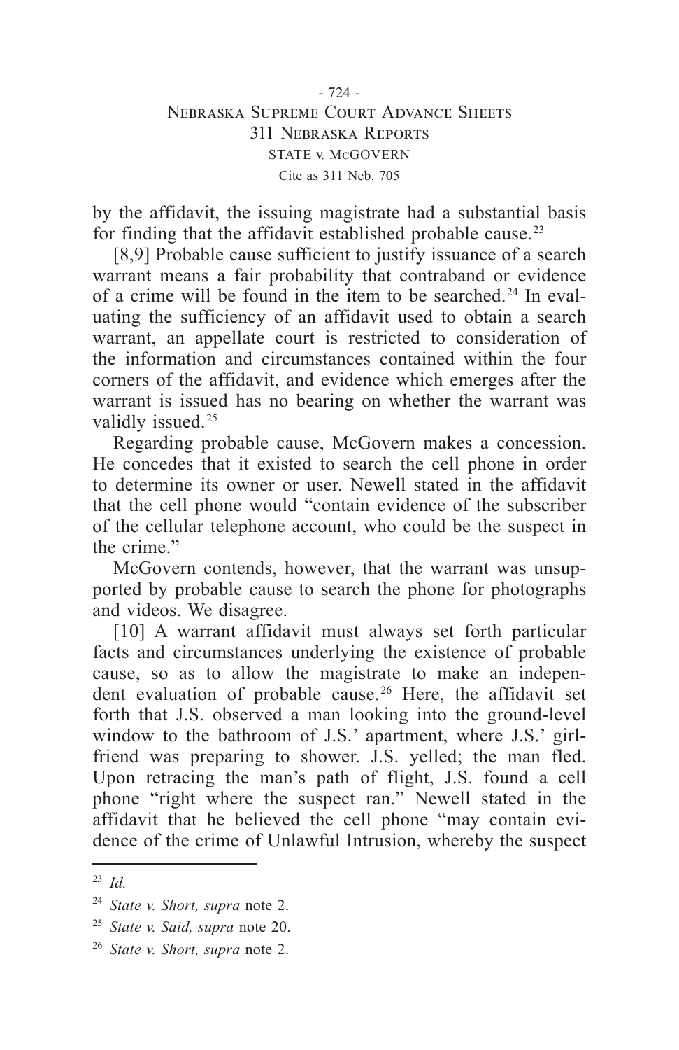by the affidavit, the issuing magistrate had a substantial basis for finding that the affidavit established probable cause.[23]

[8,9] Probable cause sufficient to justify issuance of a search warrant means a fair probability that contraband or evidence of a crime will be found in the item to be searched.[24] In evaluating the sufficiency of an affidavit used to obtain a search warrant, an appellate court is restricted to consideration of the information and circumstances contained within the four corners of the affidavit, and evidence which emerges after the warrant is issued has no bearing on whether the warrant was validly issued.[25]

Regarding probable cause, McGovern makes a concession. He concedes that it existed to search the cell phone in order to determine its owner or user. Newell stated in the affidavit that the cell phone would "contain evidence of the subscriber of the cellular telephone account, who could be the suspect in the crime."

McGovern contends, however, that the warrant was unsupported by probable cause to search the phone for photographs and videos. We disagree.

[10] A warrant affidavit must always set forth particular facts and circumstances underlying the existence of probable cause, so as to allow the magistrate to make an independent evaluation of probable cause.[26] Here, the affidavit set forth that J.S. observed a man looking into the ground-level window to the bathroom of J.S.' apartment, where J.S.' girlfriend was preparing to shower. J.S. yelled; the man fled. Upon retracing the man's path of flight, J.S. found a cell phone "right where the suspect ran." Newell stated in the affidavit that he believed the cell phone "may contain evidence of the crime of Unlawful Intrusion, whereby the suspect

---

[23] *Id.*

[24] *State v. Short, supra* note 2.

[25] *State v. Said, supra* note 20.

[26] *State v. Short, supra* note 2.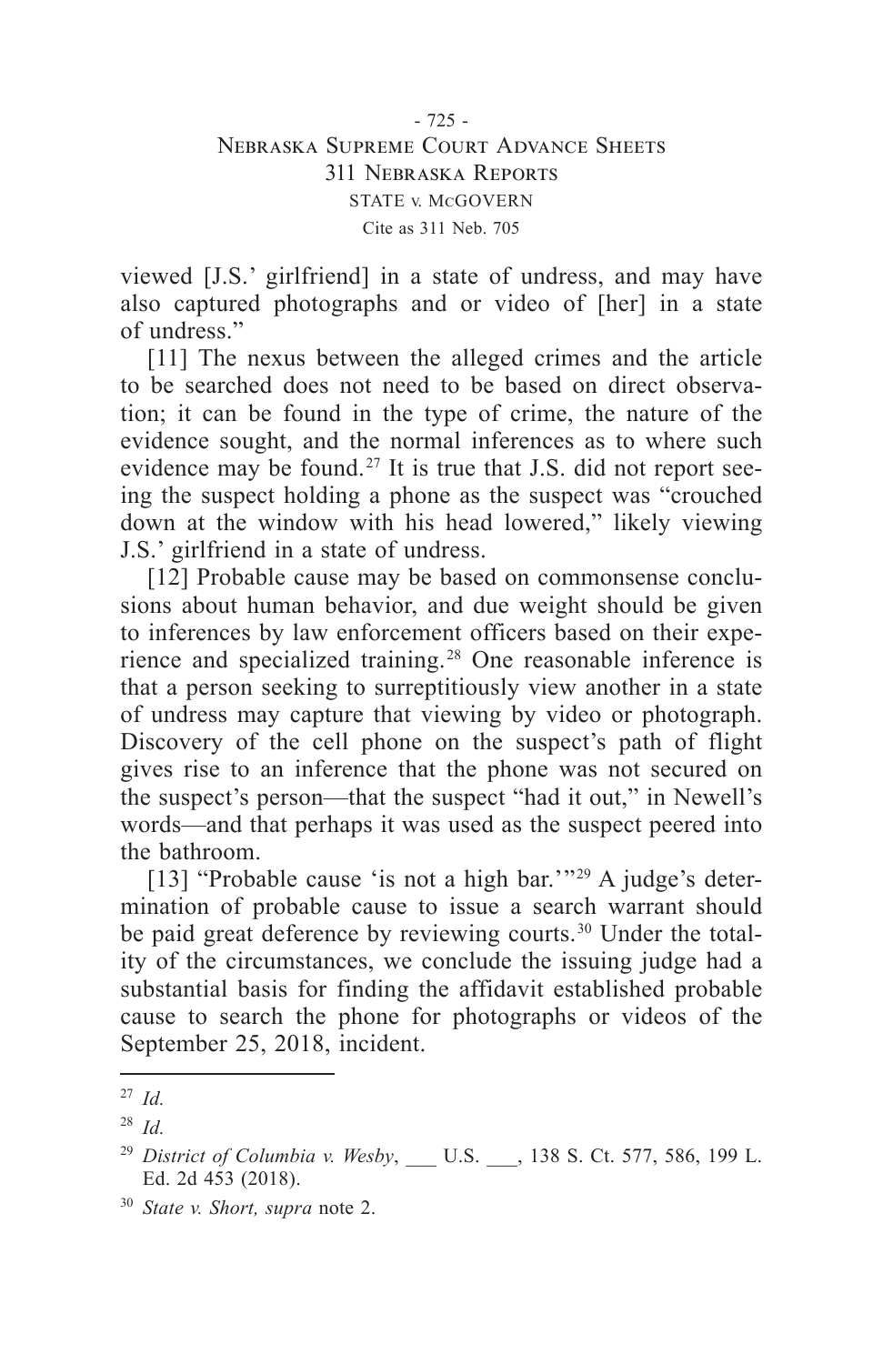viewed [J.S.' girlfriend] in a state of undress, and may have also captured photographs and or video of [her] in a state of undress."

[11] The nexus between the alleged crimes and the article to be searched does not need to be based on direct observation; it can be found in the type of crime, the nature of the evidence sought, and the normal inferences as to where such evidence may be found.[27] It is true that J.S. did not report seeing the suspect holding a phone as the suspect was "crouched down at the window with his head lowered," likely viewing J.S.' girlfriend in a state of undress.

[12] Probable cause may be based on commonsense conclusions about human behavior, and due weight should be given to inferences by law enforcement officers based on their experience and specialized training.[28] One reasonable inference is that a person seeking to surreptitiously view another in a state of undress may capture that viewing by video or photograph. Discovery of the cell phone on the suspect's path of flight gives rise to an inference that the phone was not secured on the suspect's person—that the suspect "had it out," in Newell's words—and that perhaps it was used as the suspect peered into the bathroom.

[13] "Probable cause 'is not a high bar.'"[29] A judge's determination of probable cause to issue a search warrant should be paid great deference by reviewing courts.[30] Under the totality of the circumstances, we conclude the issuing judge had a substantial basis for finding the affidavit established probable cause to search the phone for photographs or videos of the September 25, 2018, incident.

---

[27] *Id.*

[28] *Id.*

[29] *District of Columbia v. Wesby*, ___ U.S. ___, 138 S. Ct. 577, 586, 199 L. Ed. 2d 453 (2018).

[30] *State v. Short, supra* note 2.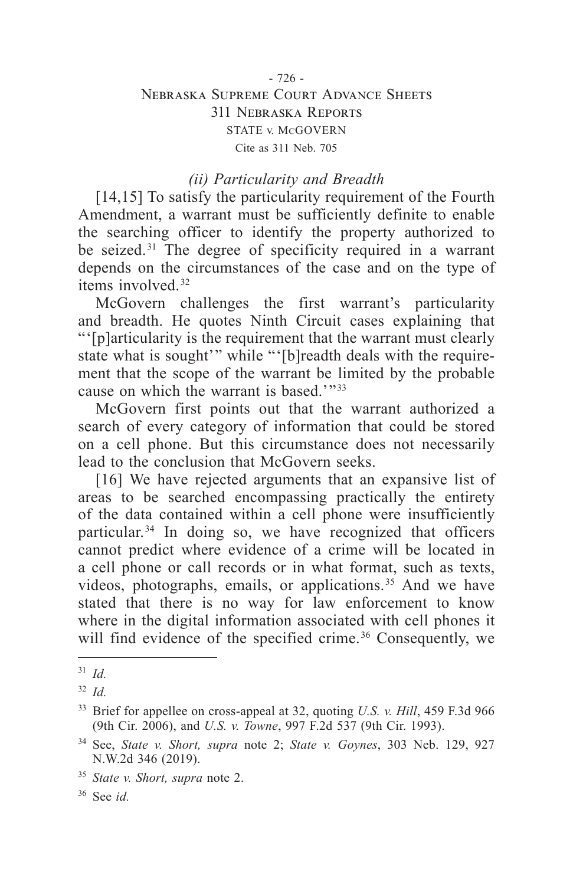### *(ii) Particularity and Breadth*

[14,15] To satisfy the particularity requirement of the Fourth Amendment, a warrant must be sufficiently definite to enable the searching officer to identify the property authorized to be seized.[31] The degree of specificity required in a warrant depends on the circumstances of the case and on the type of items involved.[32]

McGovern challenges the first warrant's particularity and breadth. He quotes Ninth Circuit cases explaining that "'[p]articularity is the requirement that the warrant must clearly state what is sought'" while "'[b]readth deals with the requirement that the scope of the warrant be limited by the probable cause on which the warrant is based.'"[33]

McGovern first points out that the warrant authorized a search of every category of information that could be stored on a cell phone. But this circumstance does not necessarily lead to the conclusion that McGovern seeks.

[16] We have rejected arguments that an expansive list of areas to be searched encompassing practically the entirety of the data contained within a cell phone were insufficiently particular.[34] In doing so, we have recognized that officers cannot predict where evidence of a crime will be located in a cell phone or call records or in what format, such as texts, videos, photographs, emails, or applications.[35] And we have stated that there is no way for law enforcement to know where in the digital information associated with cell phones it will find evidence of the specified crime.[36] Consequently, we

---

[31] *Id.*

[32] *Id.*

[33] Brief for appellee on cross-appeal at 32, quoting *U.S. v. Hill*, 459 F.3d 966 (9th Cir. 2006), and *U.S. v. Towne*, 997 F.2d 537 (9th Cir. 1993).

[34] See, *State v. Short, supra* note 2; *State v. Goynes*, 303 Neb. 129, 927 N.W.2d 346 (2019).

[35] *State v. Short, supra* note 2.

[36] See *id.*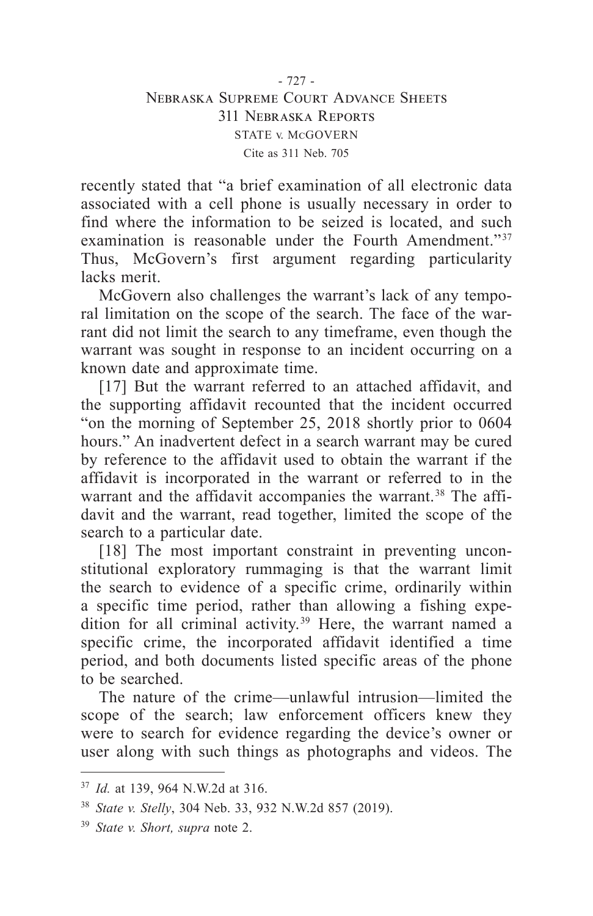recently stated that "a brief examination of all electronic data associated with a cell phone is usually necessary in order to find where the information to be seized is located, and such examination is reasonable under the Fourth Amendment."[37] Thus, McGovern's first argument regarding particularity lacks merit.

McGovern also challenges the warrant's lack of any temporal limitation on the scope of the search. The face of the warrant did not limit the search to any timeframe, even though the warrant was sought in response to an incident occurring on a known date and approximate time.

[17] But the warrant referred to an attached affidavit, and the supporting affidavit recounted that the incident occurred "on the morning of September 25, 2018 shortly prior to 0604 hours." An inadvertent defect in a search warrant may be cured by reference to the affidavit used to obtain the warrant if the affidavit is incorporated in the warrant or referred to in the warrant and the affidavit accompanies the warrant.[38] The affidavit and the warrant, read together, limited the scope of the search to a particular date.

[18] The most important constraint in preventing unconstitutional exploratory rummaging is that the warrant limit the search to evidence of a specific crime, ordinarily within a specific time period, rather than allowing a fishing expedition for all criminal activity.[39] Here, the warrant named a specific crime, the incorporated affidavit identified a time period, and both documents listed specific areas of the phone to be searched.

The nature of the crime—unlawful intrusion—limited the scope of the search; law enforcement officers knew they were to search for evidence regarding the device's owner or user along with such things as photographs and videos. The

---

[37] *Id.* at 139, 964 N.W.2d at 316.

[38] *State v. Stelly*, 304 Neb. 33, 932 N.W.2d 857 (2019).

[39] *State v. Short, supra* note 2.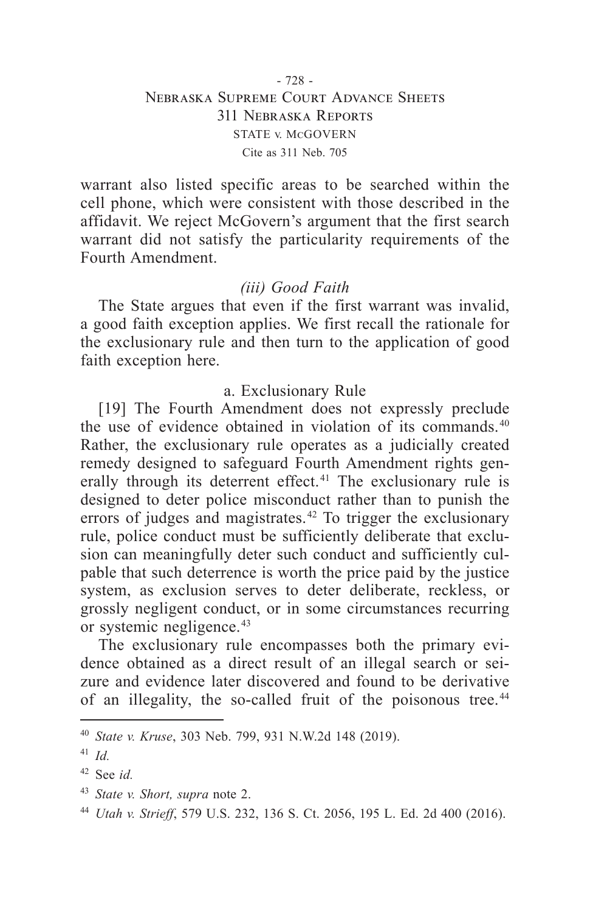warrant also listed specific areas to be searched within the cell phone, which were consistent with those described in the affidavit. We reject McGovern's argument that the first search warrant did not satisfy the particularity requirements of the Fourth Amendment.

*(iii) Good Faith*

The State argues that even if the first warrant was invalid, a good faith exception applies. We first recall the rationale for the exclusionary rule and then turn to the application of good faith exception here.

a. Exclusionary Rule

[19] The Fourth Amendment does not expressly preclude the use of evidence obtained in violation of its commands.[40] Rather, the exclusionary rule operates as a judicially created remedy designed to safeguard Fourth Amendment rights generally through its deterrent effect.[41] The exclusionary rule is designed to deter police misconduct rather than to punish the errors of judges and magistrates.[42] To trigger the exclusionary rule, police conduct must be sufficiently deliberate that exclusion can meaningfully deter such conduct and sufficiently culpable that such deterrence is worth the price paid by the justice system, as exclusion serves to deter deliberate, reckless, or grossly negligent conduct, or in some circumstances recurring or systemic negligence.[43]

The exclusionary rule encompasses both the primary evidence obtained as a direct result of an illegal search or seizure and evidence later discovered and found to be derivative of an illegality, the so-called fruit of the poisonous tree.[44]

---

[40] *State v. Kruse*, 303 Neb. 799, 931 N.W.2d 148 (2019).

[41] *Id.*

[42] See *id.*

[43] *State v. Short, supra* note 2.

[44] *Utah v. Strieff*, 579 U.S. 232, 136 S. Ct. 2056, 195 L. Ed. 2d 400 (2016).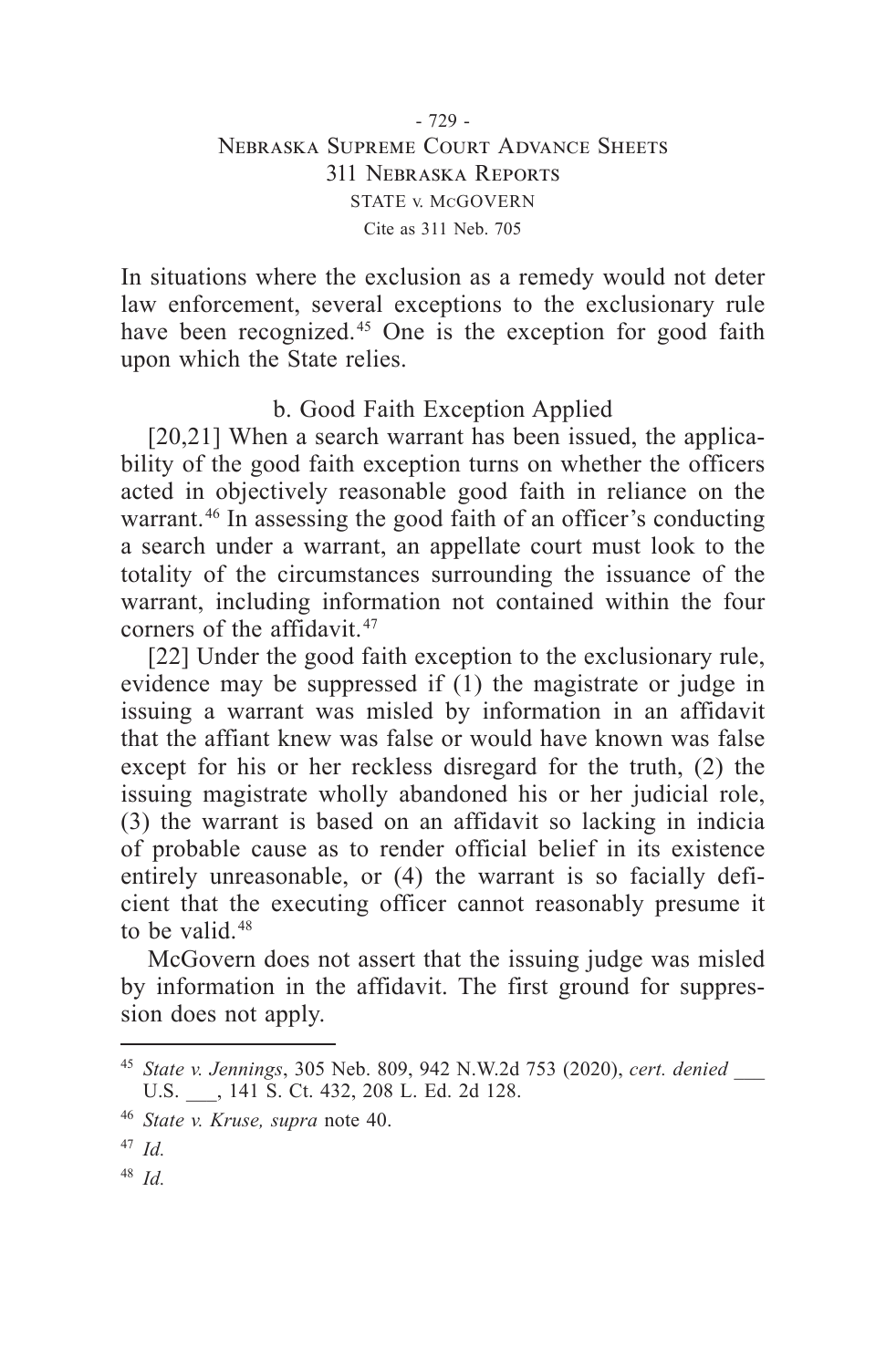In situations where the exclusion as a remedy would not deter law enforcement, several exceptions to the exclusionary rule have been recognized.[45] One is the exception for good faith upon which the State relies.

### b. Good Faith Exception Applied

[20,21] When a search warrant has been issued, the applicability of the good faith exception turns on whether the officers acted in objectively reasonable good faith in reliance on the warrant.[46] In assessing the good faith of an officer's conducting a search under a warrant, an appellate court must look to the totality of the circumstances surrounding the issuance of the warrant, including information not contained within the four corners of the affidavit.[47]

[22] Under the good faith exception to the exclusionary rule, evidence may be suppressed if (1) the magistrate or judge in issuing a warrant was misled by information in an affidavit that the affiant knew was false or would have known was false except for his or her reckless disregard for the truth, (2) the issuing magistrate wholly abandoned his or her judicial role, (3) the warrant is based on an affidavit so lacking in indicia of probable cause as to render official belief in its existence entirely unreasonable, or (4) the warrant is so facially deficient that the executing officer cannot reasonably presume it to be valid.[48]

McGovern does not assert that the issuing judge was misled by information in the affidavit. The first ground for suppression does not apply.

---

[45] *State v. Jennings*, 305 Neb. 809, 942 N.W.2d 753 (2020), *cert. denied* ___ U.S. ___, 141 S. Ct. 432, 208 L. Ed. 2d 128.

[46] *State v. Kruse, supra* note 40.

[47] *Id.*

[48] *Id.*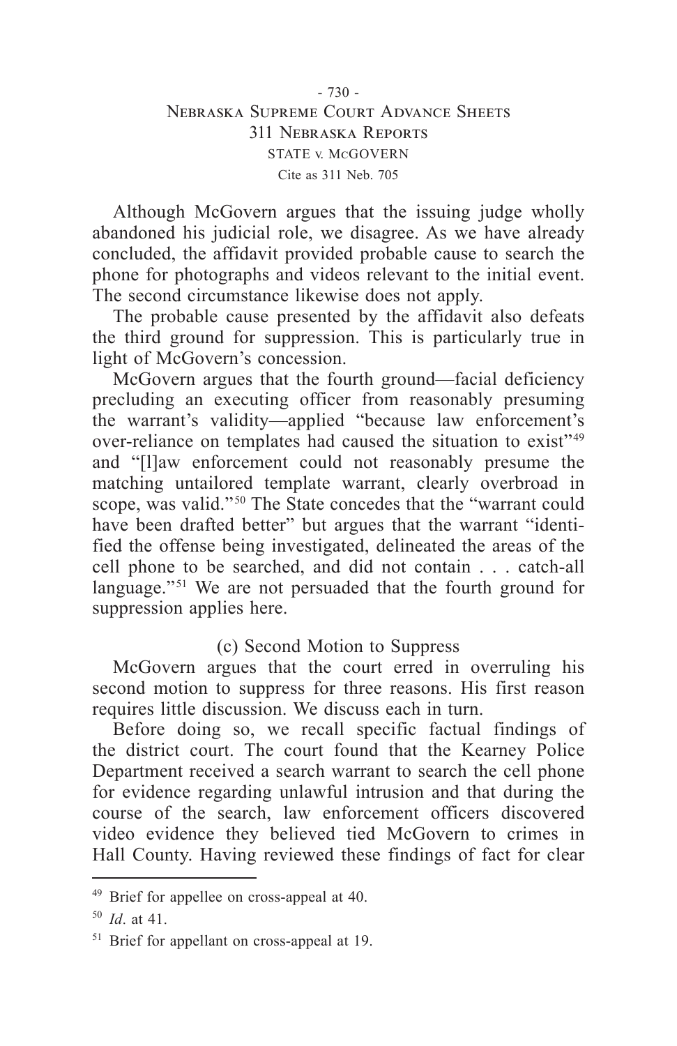Although McGovern argues that the issuing judge wholly abandoned his judicial role, we disagree. As we have already concluded, the affidavit provided probable cause to search the phone for photographs and videos relevant to the initial event. The second circumstance likewise does not apply.

The probable cause presented by the affidavit also defeats the third ground for suppression. This is particularly true in light of McGovern's concession.

McGovern argues that the fourth ground—facial deficiency precluding an executing officer from reasonably presuming the warrant's validity—applied "because law enforcement's over-reliance on templates had caused the situation to exist"[49] and "[l]aw enforcement could not reasonably presume the matching untailored template warrant, clearly overbroad in scope, was valid."[50] The State concedes that the "warrant could have been drafted better" but argues that the warrant "identified the offense being investigated, delineated the areas of the cell phone to be searched, and did not contain . . . catch-all language."[51] We are not persuaded that the fourth ground for suppression applies here.

(c) Second Motion to Suppress

McGovern argues that the court erred in overruling his second motion to suppress for three reasons. His first reason requires little discussion. We discuss each in turn.

Before doing so, we recall specific factual findings of the district court. The court found that the Kearney Police Department received a search warrant to search the cell phone for evidence regarding unlawful intrusion and that during the course of the search, law enforcement officers discovered video evidence they believed tied McGovern to crimes in Hall County. Having reviewed these findings of fact for clear

---

[49] Brief for appellee on cross-appeal at 40.

[50] *Id*. at 41.

[51] Brief for appellant on cross-appeal at 19.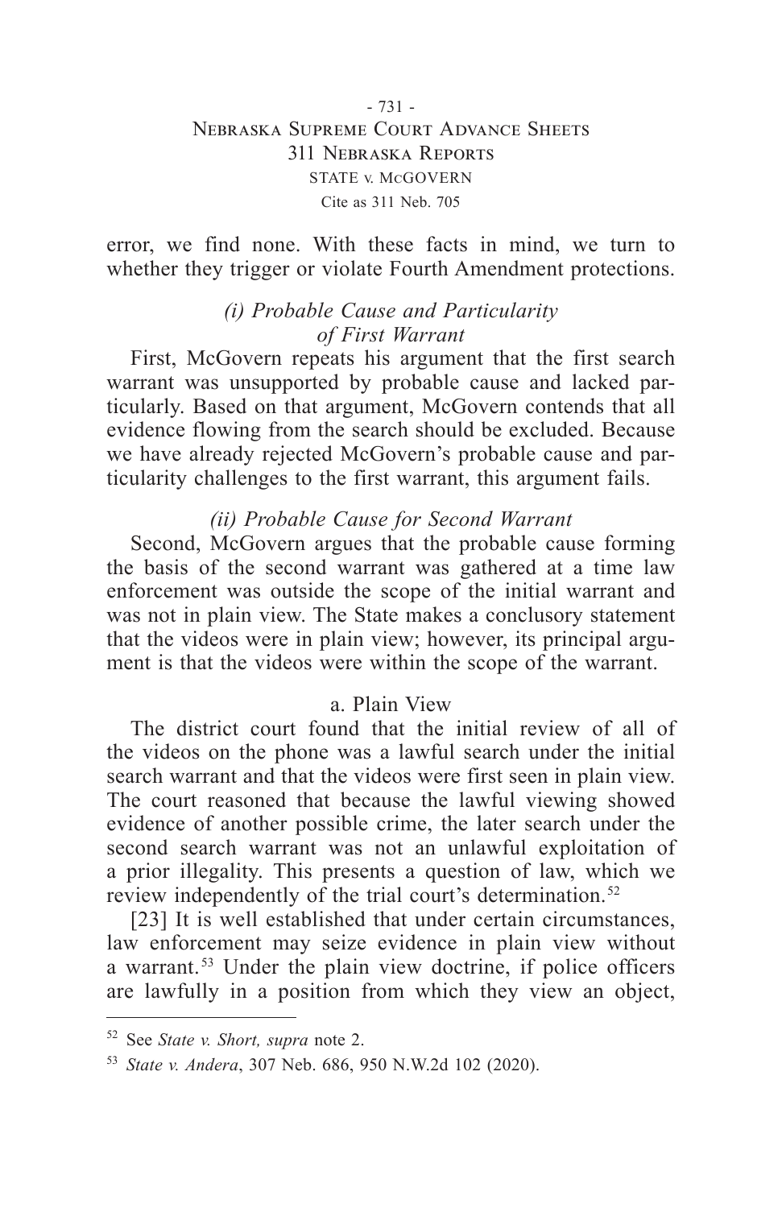error, we find none. With these facts in mind, we turn to whether they trigger or violate Fourth Amendment protections.

### *(i) Probable Cause and Particularity of First Warrant*

First, McGovern repeats his argument that the first search warrant was unsupported by probable cause and lacked particularly. Based on that argument, McGovern contends that all evidence flowing from the search should be excluded. Because we have already rejected McGovern's probable cause and particularity challenges to the first warrant, this argument fails.

### *(ii) Probable Cause for Second Warrant*

Second, McGovern argues that the probable cause forming the basis of the second warrant was gathered at a time law enforcement was outside the scope of the initial warrant and was not in plain view. The State makes a conclusory statement that the videos were in plain view; however, its principal argument is that the videos were within the scope of the warrant.

#### a. Plain View

The district court found that the initial review of all of the videos on the phone was a lawful search under the initial search warrant and that the videos were first seen in plain view. The court reasoned that because the lawful viewing showed evidence of another possible crime, the later search under the second search warrant was not an unlawful exploitation of a prior illegality. This presents a question of law, which we review independently of the trial court's determination.[52]

[23] It is well established that under certain circumstances, law enforcement may seize evidence in plain view without a warrant.[53] Under the plain view doctrine, if police officers are lawfully in a position from which they view an object,

---

[52] See *State v. Short, supra* note 2.

[53] *State v. Andera*, 307 Neb. 686, 950 N.W.2d 102 (2020).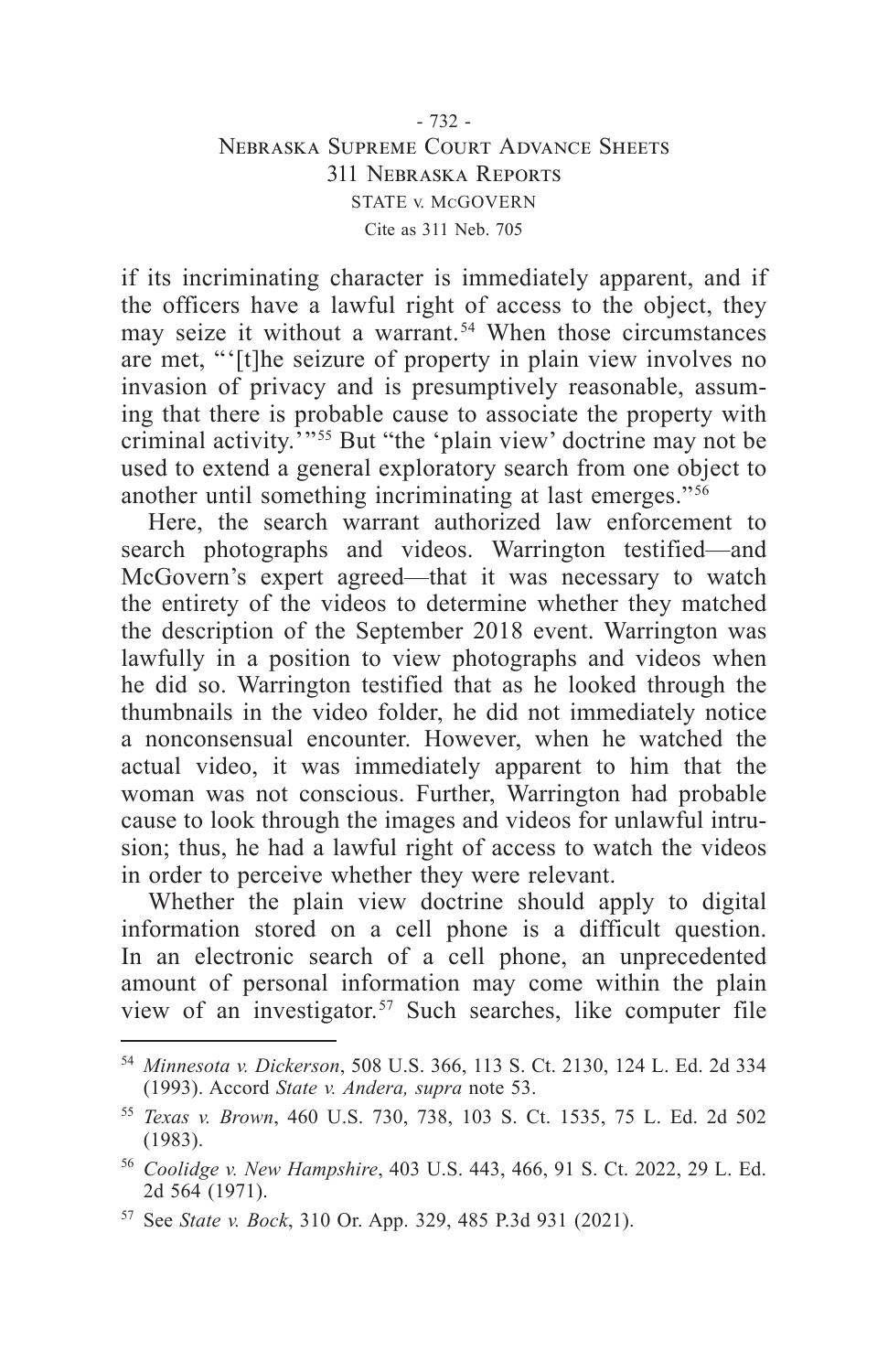if its incriminating character is immediately apparent, and if the officers have a lawful right of access to the object, they may seize it without a warrant.[54] When those circumstances are met, "'[t]he seizure of property in plain view involves no invasion of privacy and is presumptively reasonable, assuming that there is probable cause to associate the property with criminal activity.'"[55] But "the 'plain view' doctrine may not be used to extend a general exploratory search from one object to another until something incriminating at last emerges."[56]

Here, the search warrant authorized law enforcement to search photographs and videos. Warrington testified—and McGovern's expert agreed—that it was necessary to watch the entirety of the videos to determine whether they matched the description of the September 2018 event. Warrington was lawfully in a position to view photographs and videos when he did so. Warrington testified that as he looked through the thumbnails in the video folder, he did not immediately notice a nonconsensual encounter. However, when he watched the actual video, it was immediately apparent to him that the woman was not conscious. Further, Warrington had probable cause to look through the images and videos for unlawful intrusion; thus, he had a lawful right of access to watch the videos in order to perceive whether they were relevant.

Whether the plain view doctrine should apply to digital information stored on a cell phone is a difficult question. In an electronic search of a cell phone, an unprecedented amount of personal information may come within the plain view of an investigator.[57] Such searches, like computer file

---

[54] *Minnesota v. Dickerson*, 508 U.S. 366, 113 S. Ct. 2130, 124 L. Ed. 2d 334 (1993). Accord *State v. Andera, supra* note 53.

[55] *Texas v. Brown*, 460 U.S. 730, 738, 103 S. Ct. 1535, 75 L. Ed. 2d 502 (1983).

[56] *Coolidge v. New Hampshire*, 403 U.S. 443, 466, 91 S. Ct. 2022, 29 L. Ed. 2d 564 (1971).

[57] See *State v. Bock*, 310 Or. App. 329, 485 P.3d 931 (2021).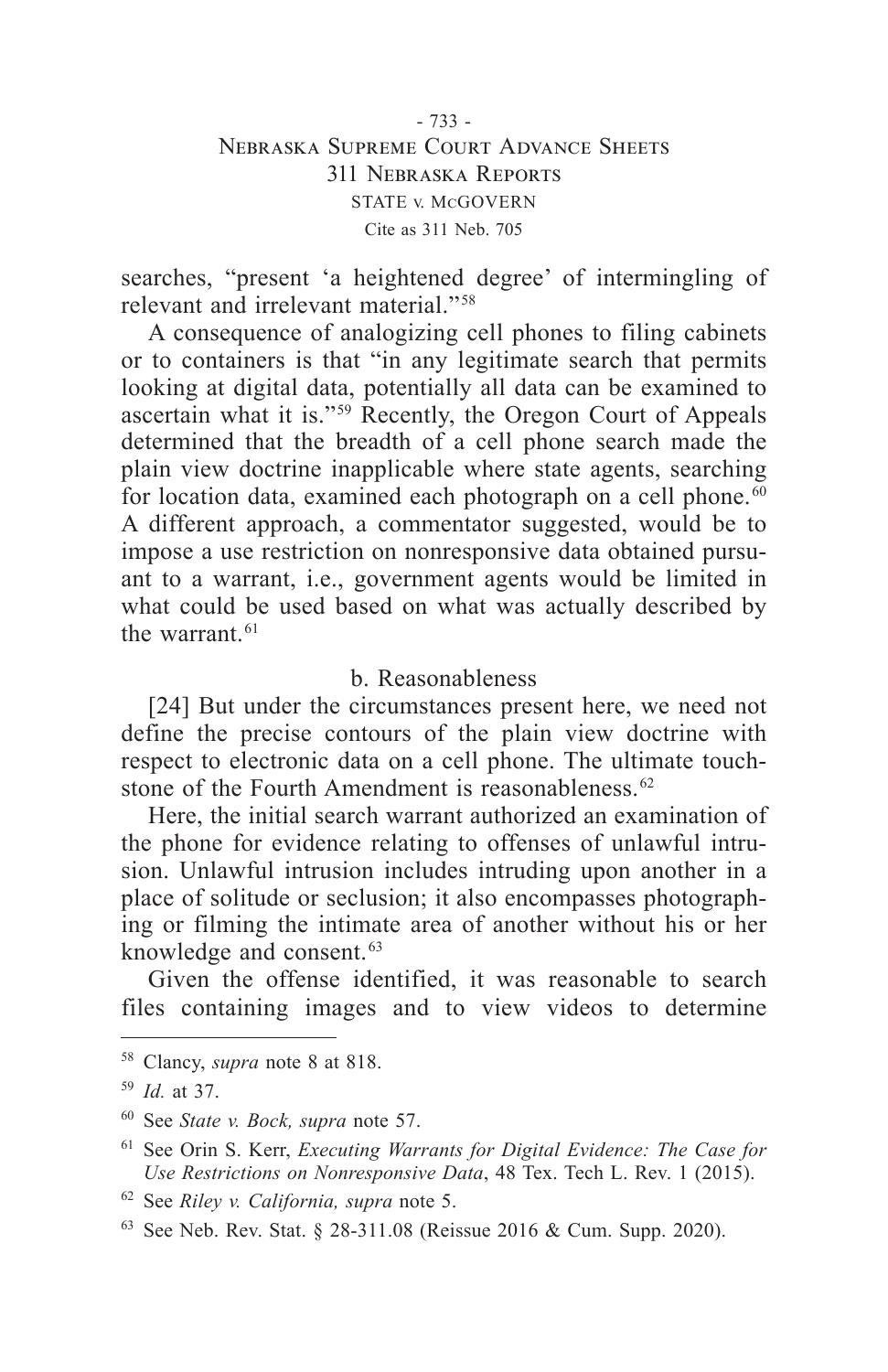searches, "present 'a heightened degree' of intermingling of relevant and irrelevant material."[58]

A consequence of analogizing cell phones to filing cabinets or to containers is that "in any legitimate search that permits looking at digital data, potentially all data can be examined to ascertain what it is."[59] Recently, the Oregon Court of Appeals determined that the breadth of a cell phone search made the plain view doctrine inapplicable where state agents, searching for location data, examined each photograph on a cell phone.[60] A different approach, a commentator suggested, would be to impose a use restriction on nonresponsive data obtained pursuant to a warrant, i.e., government agents would be limited in what could be used based on what was actually described by the warrant.[61]

b. Reasonableness

[24] But under the circumstances present here, we need not define the precise contours of the plain view doctrine with respect to electronic data on a cell phone. The ultimate touchstone of the Fourth Amendment is reasonableness.[62]

Here, the initial search warrant authorized an examination of the phone for evidence relating to offenses of unlawful intrusion. Unlawful intrusion includes intruding upon another in a place of solitude or seclusion; it also encompasses photographing or filming the intimate area of another without his or her knowledge and consent.[63]

Given the offense identified, it was reasonable to search files containing images and to view videos to determine

---

[58] Clancy, *supra* note 8 at 818.

[59] *Id.* at 37.

[60] See *State v. Bock, supra* note 57.

[61] See Orin S. Kerr, *Executing Warrants for Digital Evidence: The Case for Use Restrictions on Nonresponsive Data*, 48 Tex. Tech L. Rev. 1 (2015).

[62] See *Riley v. California, supra* note 5.

[63] See Neb. Rev. Stat. § 28-311.08 (Reissue 2016 & Cum. Supp. 2020).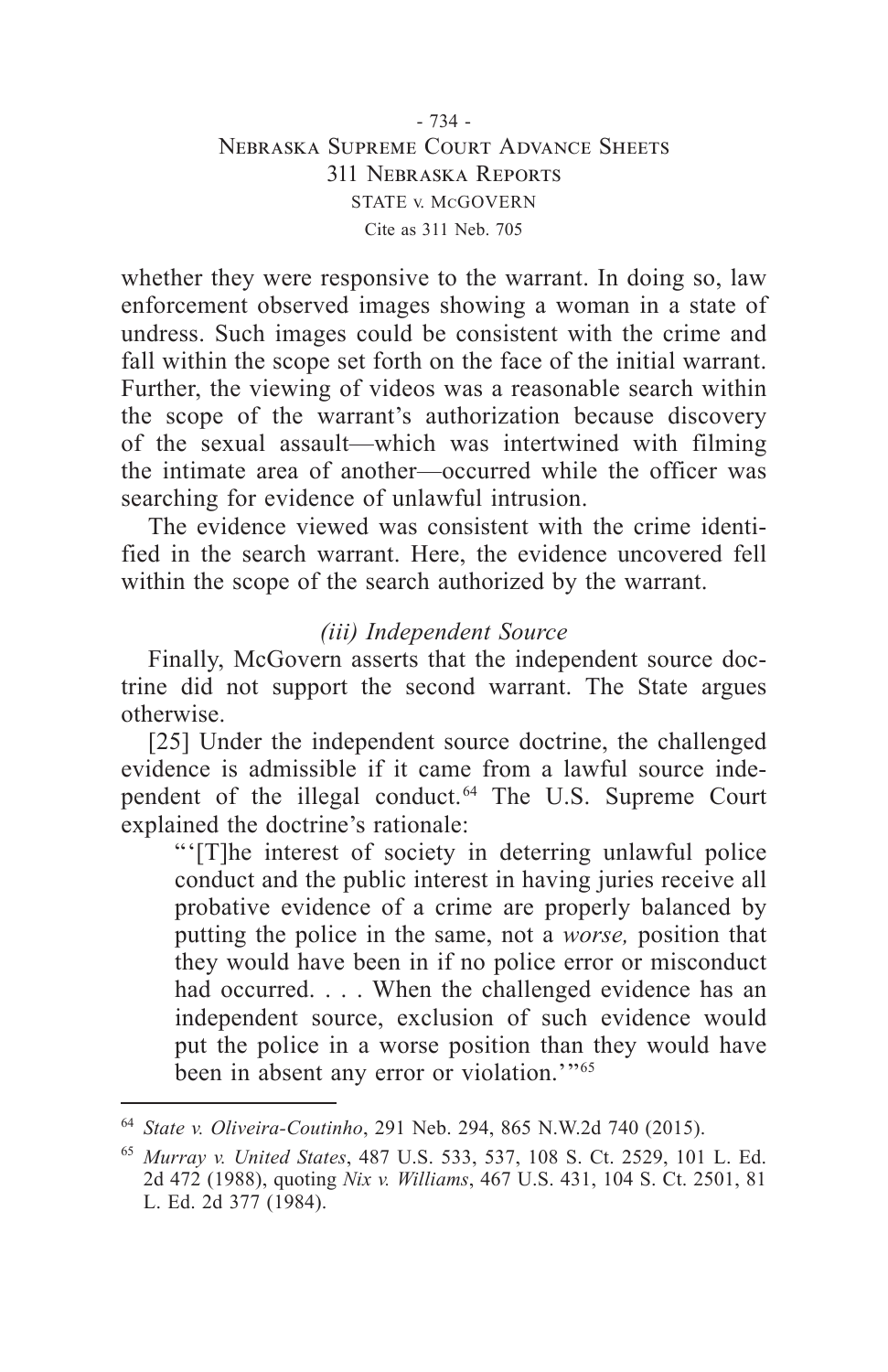whether they were responsive to the warrant. In doing so, law enforcement observed images showing a woman in a state of undress. Such images could be consistent with the crime and fall within the scope set forth on the face of the initial warrant. Further, the viewing of videos was a reasonable search within the scope of the warrant's authorization because discovery of the sexual assault—which was intertwined with filming the intimate area of another—occurred while the officer was searching for evidence of unlawful intrusion.

The evidence viewed was consistent with the crime identified in the search warrant. Here, the evidence uncovered fell within the scope of the search authorized by the warrant.

*(iii) Independent Source*

Finally, McGovern asserts that the independent source doctrine did not support the second warrant. The State argues otherwise.

[25] Under the independent source doctrine, the challenged evidence is admissible if it came from a lawful source independent of the illegal conduct.[64] The U.S. Supreme Court explained the doctrine's rationale:

> "'[T]he interest of society in deterring unlawful police conduct and the public interest in having juries receive all probative evidence of a crime are properly balanced by putting the police in the same, not a *worse,* position that they would have been in if no police error or misconduct had occurred. . . . When the challenged evidence has an independent source, exclusion of such evidence would put the police in a worse position than they would have been in absent any error or violation.'"[65]

---

[64] *State v. Oliveira-Coutinho*, 291 Neb. 294, 865 N.W.2d 740 (2015).

[65] *Murray v. United States*, 487 U.S. 533, 537, 108 S. Ct. 2529, 101 L. Ed. 2d 472 (1988), quoting *Nix v. Williams*, 467 U.S. 431, 104 S. Ct. 2501, 81 L. Ed. 2d 377 (1984).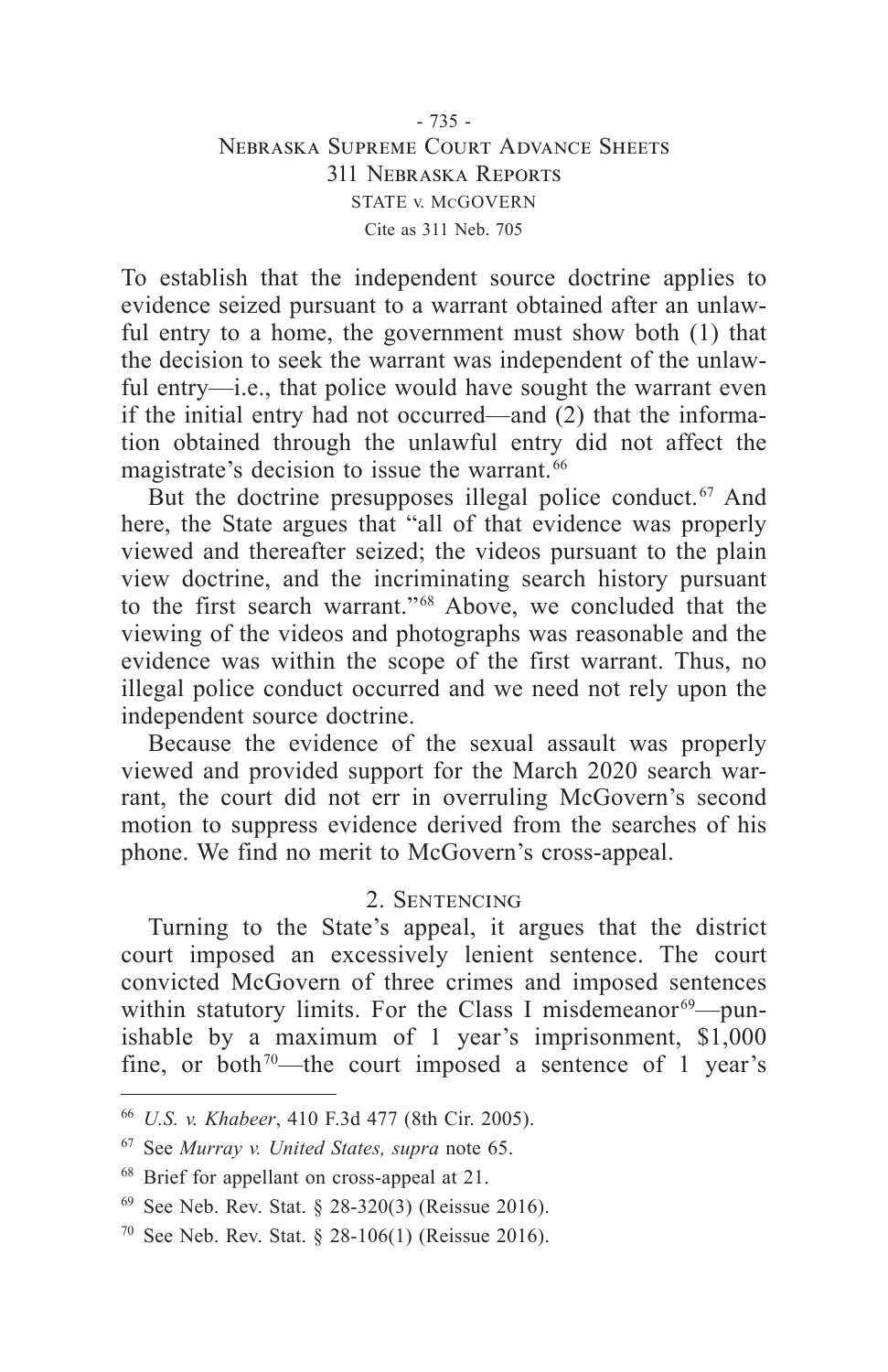To establish that the independent source doctrine applies to evidence seized pursuant to a warrant obtained after an unlawful entry to a home, the government must show both (1) that the decision to seek the warrant was independent of the unlawful entry—i.e., that police would have sought the warrant even if the initial entry had not occurred—and (2) that the information obtained through the unlawful entry did not affect the magistrate's decision to issue the warrant.[66]

But the doctrine presupposes illegal police conduct.[67] And here, the State argues that "all of that evidence was properly viewed and thereafter seized; the videos pursuant to the plain view doctrine, and the incriminating search history pursuant to the first search warrant."[68] Above, we concluded that the viewing of the videos and photographs was reasonable and the evidence was within the scope of the first warrant. Thus, no illegal police conduct occurred and we need not rely upon the independent source doctrine.

Because the evidence of the sexual assault was properly viewed and provided support for the March 2020 search warrant, the court did not err in overruling McGovern's second motion to suppress evidence derived from the searches of his phone. We find no merit to McGovern's cross-appeal.

### 2. Sentencing

Turning to the State's appeal, it argues that the district court imposed an excessively lenient sentence. The court convicted McGovern of three crimes and imposed sentences within statutory limits. For the Class I misdemeanor[69]—punishable by a maximum of 1 year's imprisonment, $1,000 fine, or both[70]—the court imposed a sentence of 1 year's

---

[66] *U.S. v. Khabeer*, 410 F.3d 477 (8th Cir. 2005).

[67] See *Murray v. United States, supra* note 65.

[68] Brief for appellant on cross-appeal at 21.

[69] See Neb. Rev. Stat. § 28-320(3) (Reissue 2016).

[70] See Neb. Rev. Stat. § 28-106(1) (Reissue 2016).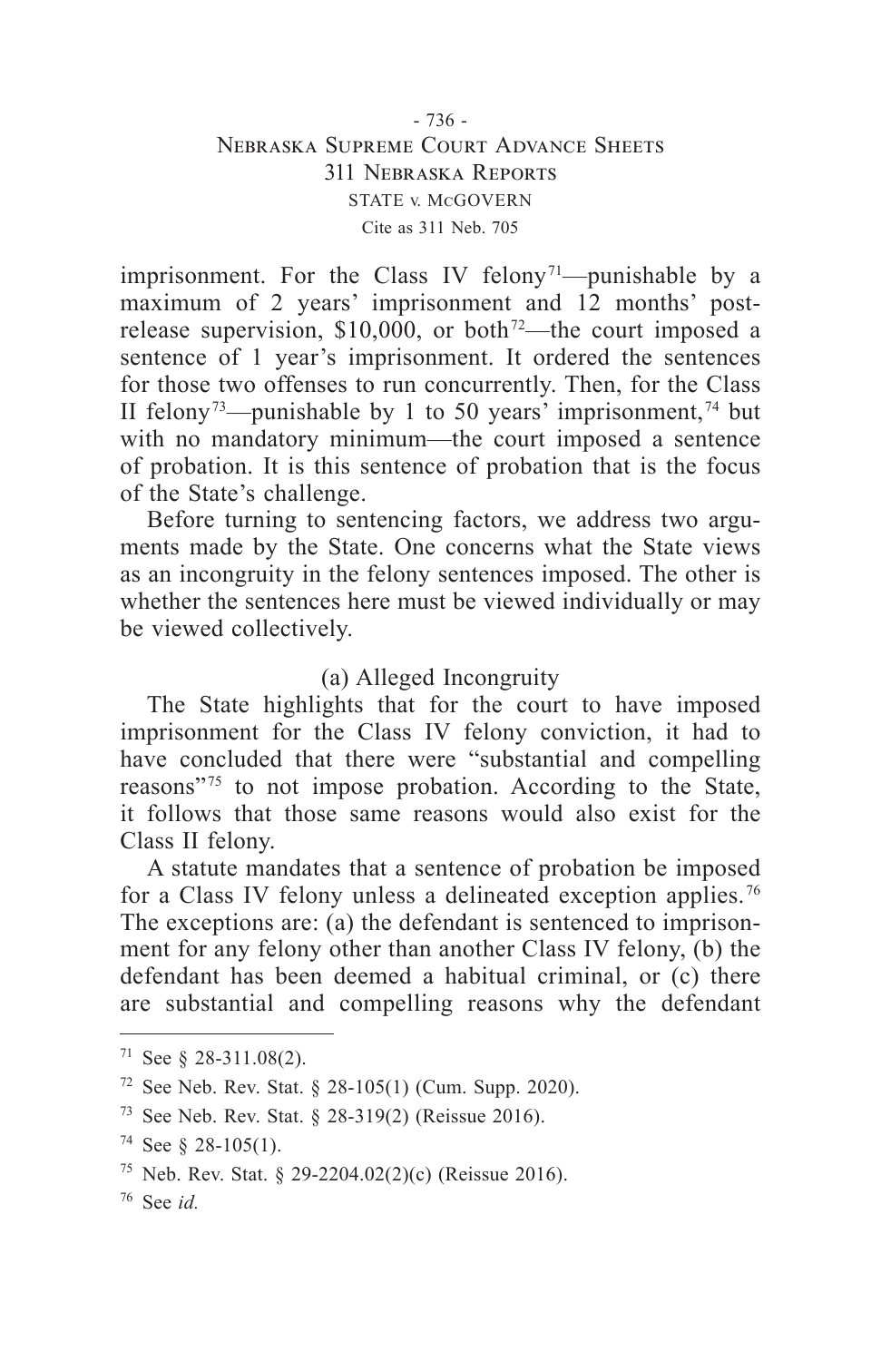imprisonment. For the Class IV felony[71]—punishable by a maximum of 2 years' imprisonment and 12 months' post-release supervision, $10,000, or both[72]—the court imposed a sentence of 1 year's imprisonment. It ordered the sentences for those two offenses to run concurrently. Then, for the Class II felony[73]—punishable by 1 to 50 years' imprisonment,[74] but with no mandatory minimum—the court imposed a sentence of probation. It is this sentence of probation that is the focus of the State's challenge.

Before turning to sentencing factors, we address two arguments made by the State. One concerns what the State views as an incongruity in the felony sentences imposed. The other is whether the sentences here must be viewed individually or may be viewed collectively.

### (a) Alleged Incongruity

The State highlights that for the court to have imposed imprisonment for the Class IV felony conviction, it had to have concluded that there were "substantial and compelling reasons"[75] to not impose probation. According to the State, it follows that those same reasons would also exist for the Class II felony.

A statute mandates that a sentence of probation be imposed for a Class IV felony unless a delineated exception applies.[76] The exceptions are: (a) the defendant is sentenced to imprisonment for any felony other than another Class IV felony, (b) the defendant has been deemed a habitual criminal, or (c) there are substantial and compelling reasons why the defendant

---

[71] See § 28-311.08(2).

[72] See Neb. Rev. Stat. § 28-105(1) (Cum. Supp. 2020).

[73] See Neb. Rev. Stat. § 28-319(2) (Reissue 2016).

[74] See § 28-105(1).

[75] Neb. Rev. Stat. § 29-2204.02(2)(c) (Reissue 2016).

[76] See *id.*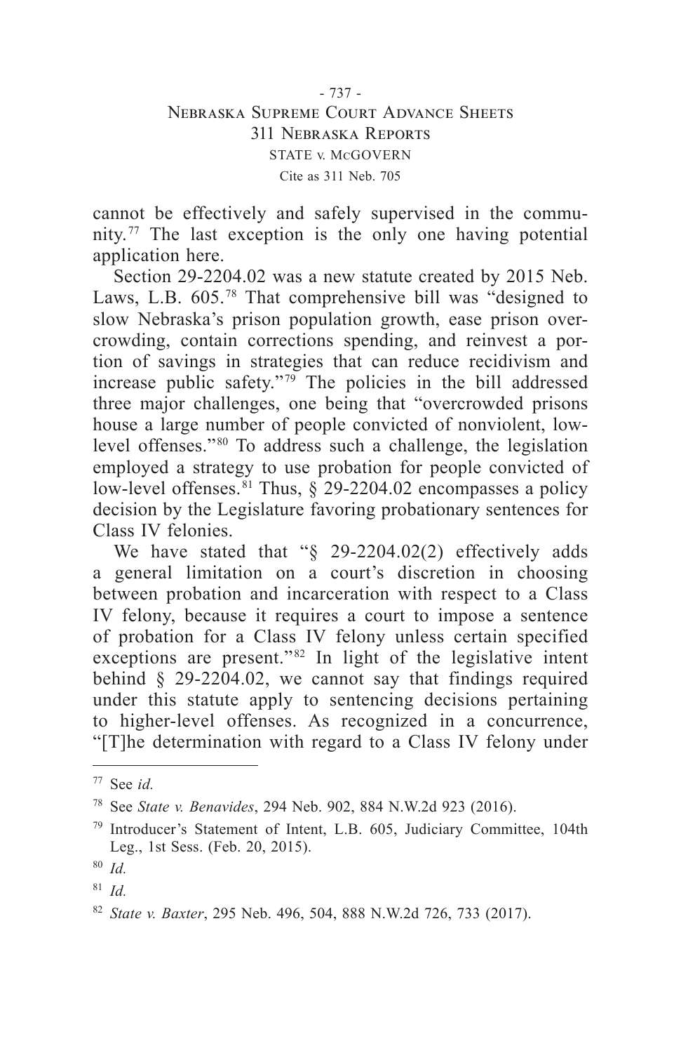cannot be effectively and safely supervised in the community.[77] The last exception is the only one having potential application here.

Section 29-2204.02 was a new statute created by 2015 Neb. Laws, L.B. 605.[78] That comprehensive bill was "designed to slow Nebraska's prison population growth, ease prison overcrowding, contain corrections spending, and reinvest a portion of savings in strategies that can reduce recidivism and increase public safety."[79] The policies in the bill addressed three major challenges, one being that "overcrowded prisons house a large number of people convicted of nonviolent, low-level offenses."[80] To address such a challenge, the legislation employed a strategy to use probation for people convicted of low-level offenses.[81] Thus, § 29-2204.02 encompasses a policy decision by the Legislature favoring probationary sentences for Class IV felonies.

We have stated that "§ 29-2204.02(2) effectively adds a general limitation on a court's discretion in choosing between probation and incarceration with respect to a Class IV felony, because it requires a court to impose a sentence of probation for a Class IV felony unless certain specified exceptions are present."[82] In light of the legislative intent behind § 29-2204.02, we cannot say that findings required under this statute apply to sentencing decisions pertaining to higher-level offenses. As recognized in a concurrence, "[T]he determination with regard to a Class IV felony under

---

[77] See *id.*

[78] See *State v. Benavides*, 294 Neb. 902, 884 N.W.2d 923 (2016).

[79] Introducer's Statement of Intent, L.B. 605, Judiciary Committee, 104th Leg., 1st Sess. (Feb. 20, 2015).

[80] *Id.*

[81] *Id.*

[82] *State v. Baxter*, 295 Neb. 496, 504, 888 N.W.2d 726, 733 (2017).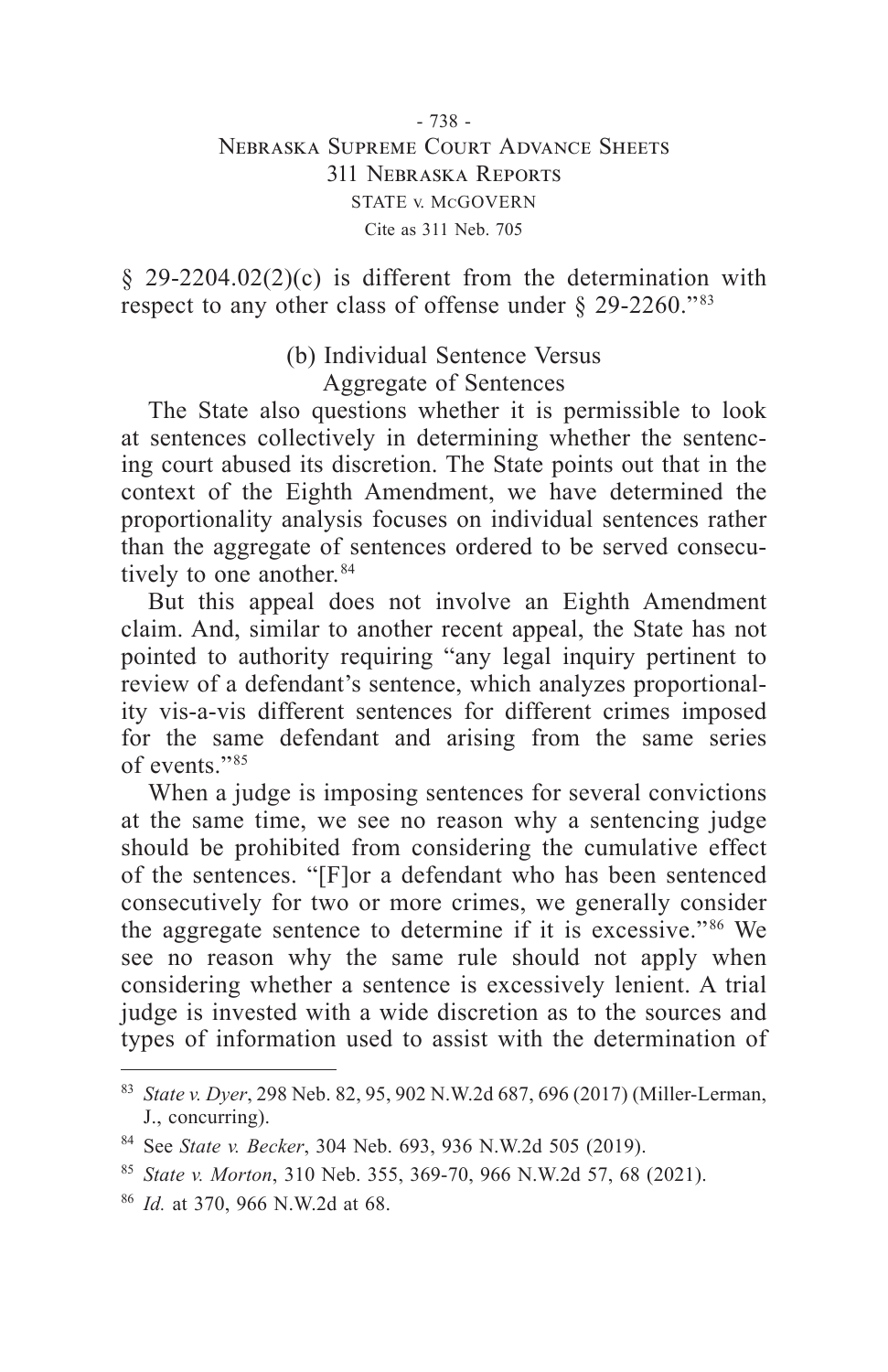§ 29-2204.02(2)(c) is different from the determination with respect to any other class of offense under § 29-2260."[83]

### (b) Individual Sentence Versus Aggregate of Sentences

The State also questions whether it is permissible to look at sentences collectively in determining whether the sentencing court abused its discretion. The State points out that in the context of the Eighth Amendment, we have determined the proportionality analysis focuses on individual sentences rather than the aggregate of sentences ordered to be served consecutively to one another.[84]

But this appeal does not involve an Eighth Amendment claim. And, similar to another recent appeal, the State has not pointed to authority requiring "any legal inquiry pertinent to review of a defendant's sentence, which analyzes proportionality vis-a-vis different sentences for different crimes imposed for the same defendant and arising from the same series of events."[85]

When a judge is imposing sentences for several convictions at the same time, we see no reason why a sentencing judge should be prohibited from considering the cumulative effect of the sentences. "[F]or a defendant who has been sentenced consecutively for two or more crimes, we generally consider the aggregate sentence to determine if it is excessive."[86] We see no reason why the same rule should not apply when considering whether a sentence is excessively lenient. A trial judge is invested with a wide discretion as to the sources and types of information used to assist with the determination of

---

[83] *State v. Dyer*, 298 Neb. 82, 95, 902 N.W.2d 687, 696 (2017) (Miller-Lerman, J., concurring).

[84] See *State v. Becker*, 304 Neb. 693, 936 N.W.2d 505 (2019).

[85] *State v. Morton*, 310 Neb. 355, 369-70, 966 N.W.2d 57, 68 (2021).

[86] *Id.* at 370, 966 N.W.2d at 68.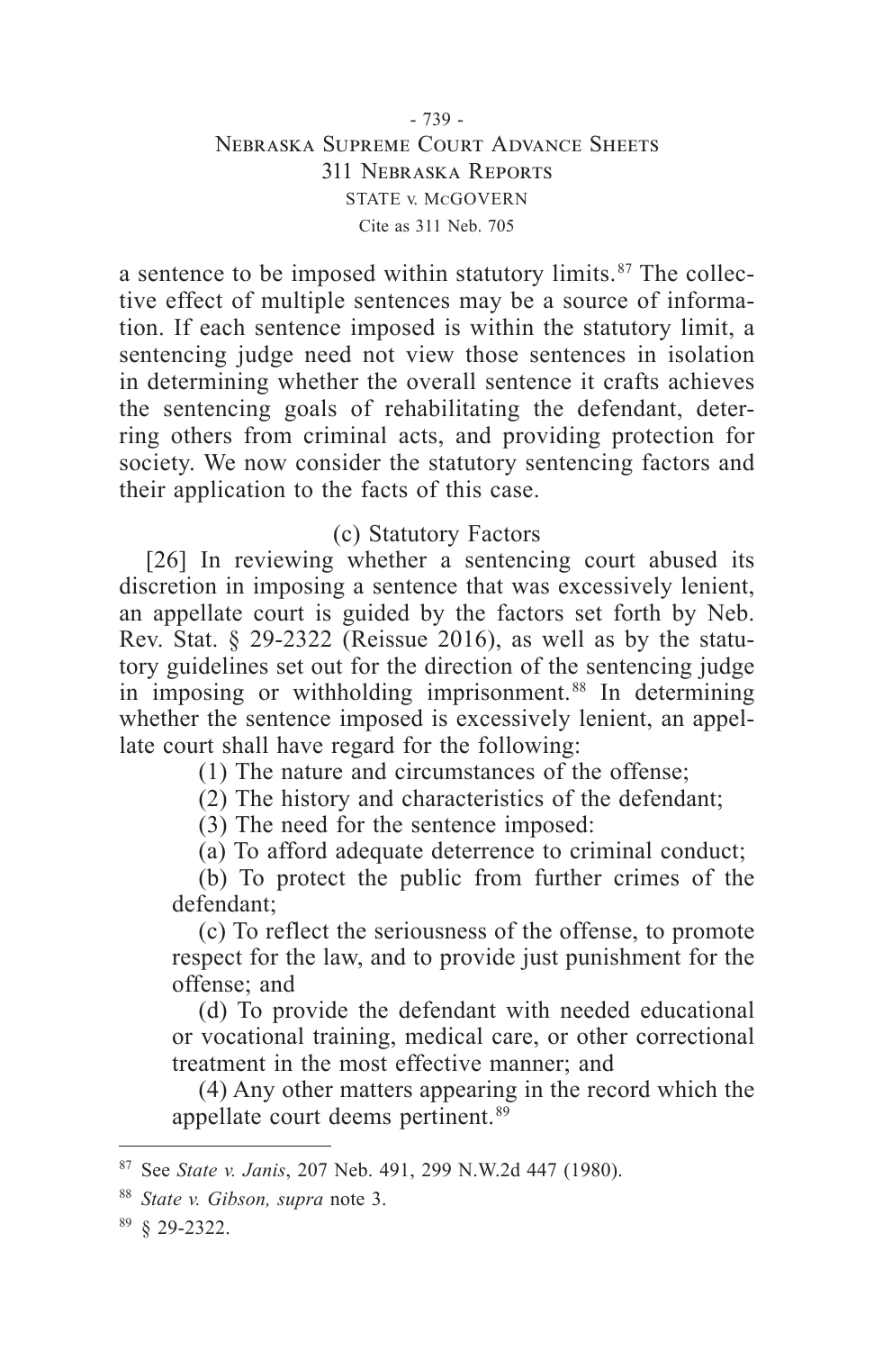a sentence to be imposed within statutory limits.[87] The collective effect of multiple sentences may be a source of information. If each sentence imposed is within the statutory limit, a sentencing judge need not view those sentences in isolation in determining whether the overall sentence it crafts achieves the sentencing goals of rehabilitating the defendant, deterring others from criminal acts, and providing protection for society. We now consider the statutory sentencing factors and their application to the facts of this case.

(c) Statutory Factors

[26] In reviewing whether a sentencing court abused its discretion in imposing a sentence that was excessively lenient, an appellate court is guided by the factors set forth by Neb. Rev. Stat. § 29-2322 (Reissue 2016), as well as by the statutory guidelines set out for the direction of the sentencing judge in imposing or withholding imprisonment.[88] In determining whether the sentence imposed is excessively lenient, an appellate court shall have regard for the following:

> (1) The nature and circumstances of the offense;
>
> (2) The history and characteristics of the defendant;
>
> (3) The need for the sentence imposed:
>
> (a) To afford adequate deterrence to criminal conduct;
>
> (b) To protect the public from further crimes of the defendant;
>
> (c) To reflect the seriousness of the offense, to promote respect for the law, and to provide just punishment for the offense; and
>
> (d) To provide the defendant with needed educational or vocational training, medical care, or other correctional treatment in the most effective manner; and
>
> (4) Any other matters appearing in the record which the appellate court deems pertinent.[89]

---

[87] See *State v. Janis*, 207 Neb. 491, 299 N.W.2d 447 (1980).

[88] *State v. Gibson, supra* note 3.

[89] § 29-2322.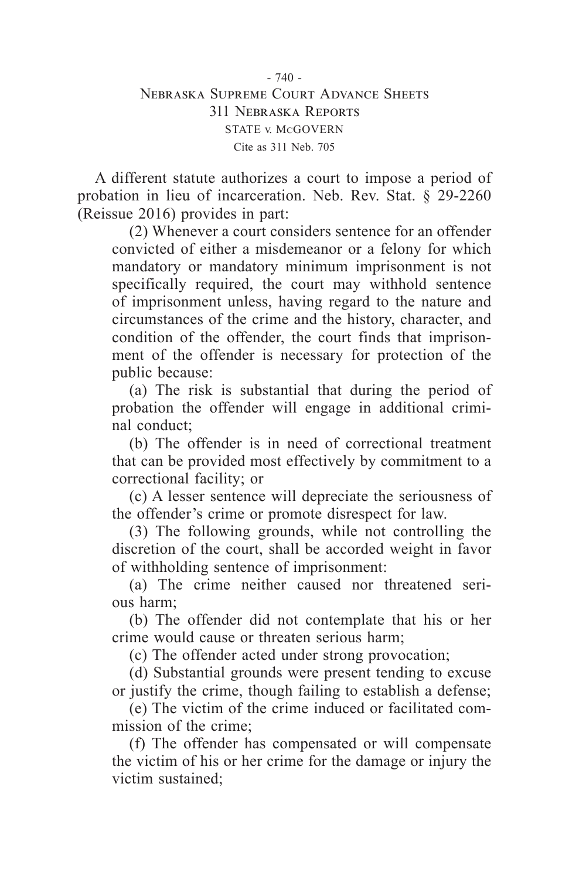A different statute authorizes a court to impose a period of probation in lieu of incarceration. Neb. Rev. Stat. § 29-2260 (Reissue 2016) provides in part:

> (2) Whenever a court considers sentence for an offender convicted of either a misdemeanor or a felony for which mandatory or mandatory minimum imprisonment is not specifically required, the court may withhold sentence of imprisonment unless, having regard to the nature and circumstances of the crime and the history, character, and condition of the offender, the court finds that imprisonment of the offender is necessary for protection of the public because:
>
> (a) The risk is substantial that during the period of probation the offender will engage in additional criminal conduct;
>
> (b) The offender is in need of correctional treatment that can be provided most effectively by commitment to a correctional facility; or
>
> (c) A lesser sentence will depreciate the seriousness of the offender's crime or promote disrespect for law.
>
> (3) The following grounds, while not controlling the discretion of the court, shall be accorded weight in favor of withholding sentence of imprisonment:
>
> (a) The crime neither caused nor threatened serious harm;
>
> (b) The offender did not contemplate that his or her crime would cause or threaten serious harm;
>
> (c) The offender acted under strong provocation;
>
> (d) Substantial grounds were present tending to excuse or justify the crime, though failing to establish a defense;
>
> (e) The victim of the crime induced or facilitated commission of the crime;
>
> (f) The offender has compensated or will compensate the victim of his or her crime for the damage or injury the victim sustained;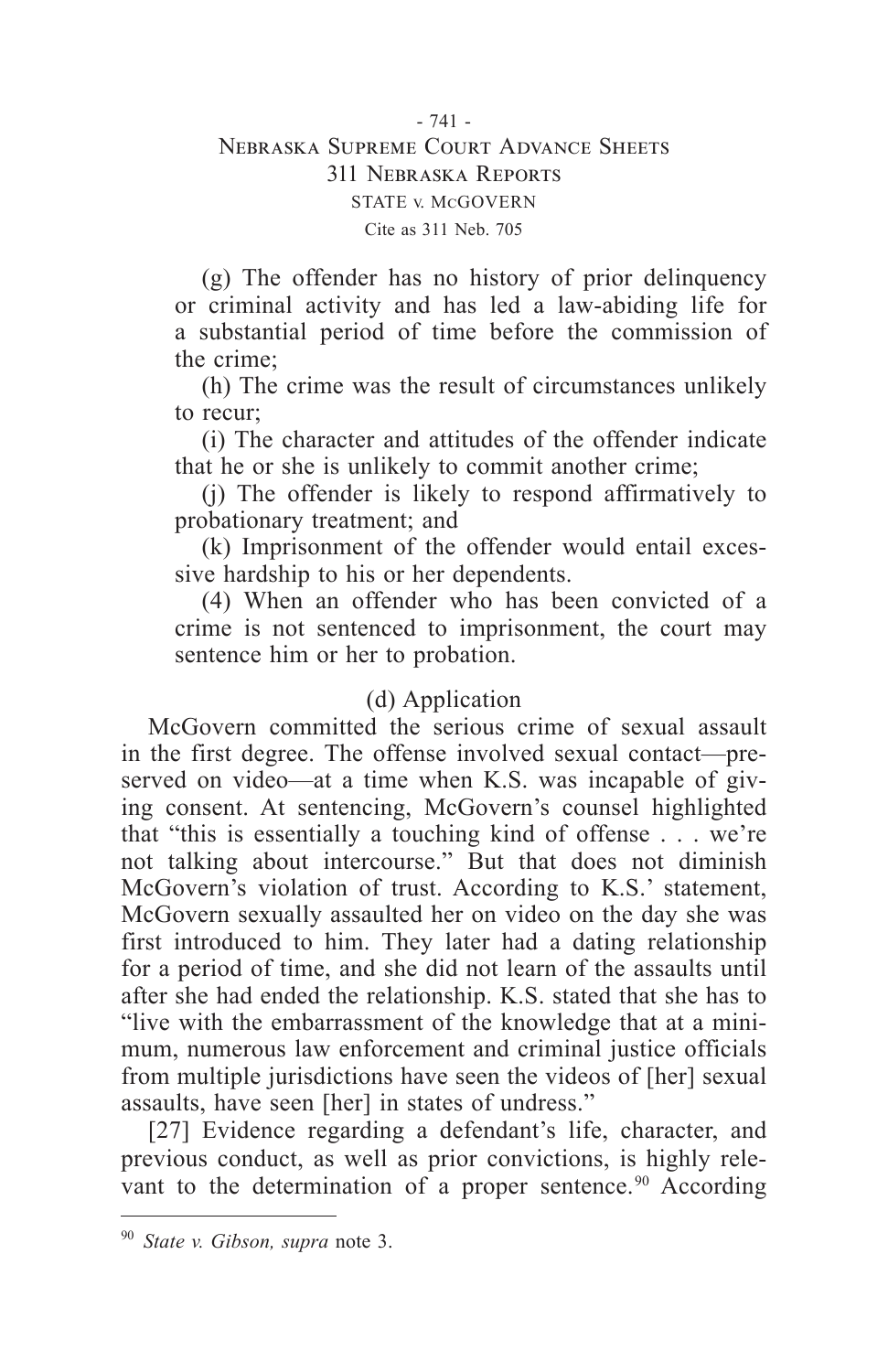(g) The offender has no history of prior delinquency or criminal activity and has led a law-abiding life for a substantial period of time before the commission of the crime;

(h) The crime was the result of circumstances unlikely to recur;

(i) The character and attitudes of the offender indicate that he or she is unlikely to commit another crime;

(j) The offender is likely to respond affirmatively to probationary treatment; and

(k) Imprisonment of the offender would entail excessive hardship to his or her dependents.

(4) When an offender who has been convicted of a crime is not sentenced to imprisonment, the court may sentence him or her to probation.

(d) Application

McGovern committed the serious crime of sexual assault in the first degree. The offense involved sexual contact—preserved on video—at a time when K.S. was incapable of giving consent. At sentencing, McGovern's counsel highlighted that "this is essentially a touching kind of offense . . . we're not talking about intercourse." But that does not diminish McGovern's violation of trust. According to K.S.' statement, McGovern sexually assaulted her on video on the day she was first introduced to him. They later had a dating relationship for a period of time, and she did not learn of the assaults until after she had ended the relationship. K.S. stated that she has to "live with the embarrassment of the knowledge that at a minimum, numerous law enforcement and criminal justice officials from multiple jurisdictions have seen the videos of [her] sexual assaults, have seen [her] in states of undress."

[27] Evidence regarding a defendant's life, character, and previous conduct, as well as prior convictions, is highly relevant to the determination of a proper sentence.[90] According

---

[90] *State v. Gibson, supra* note 3.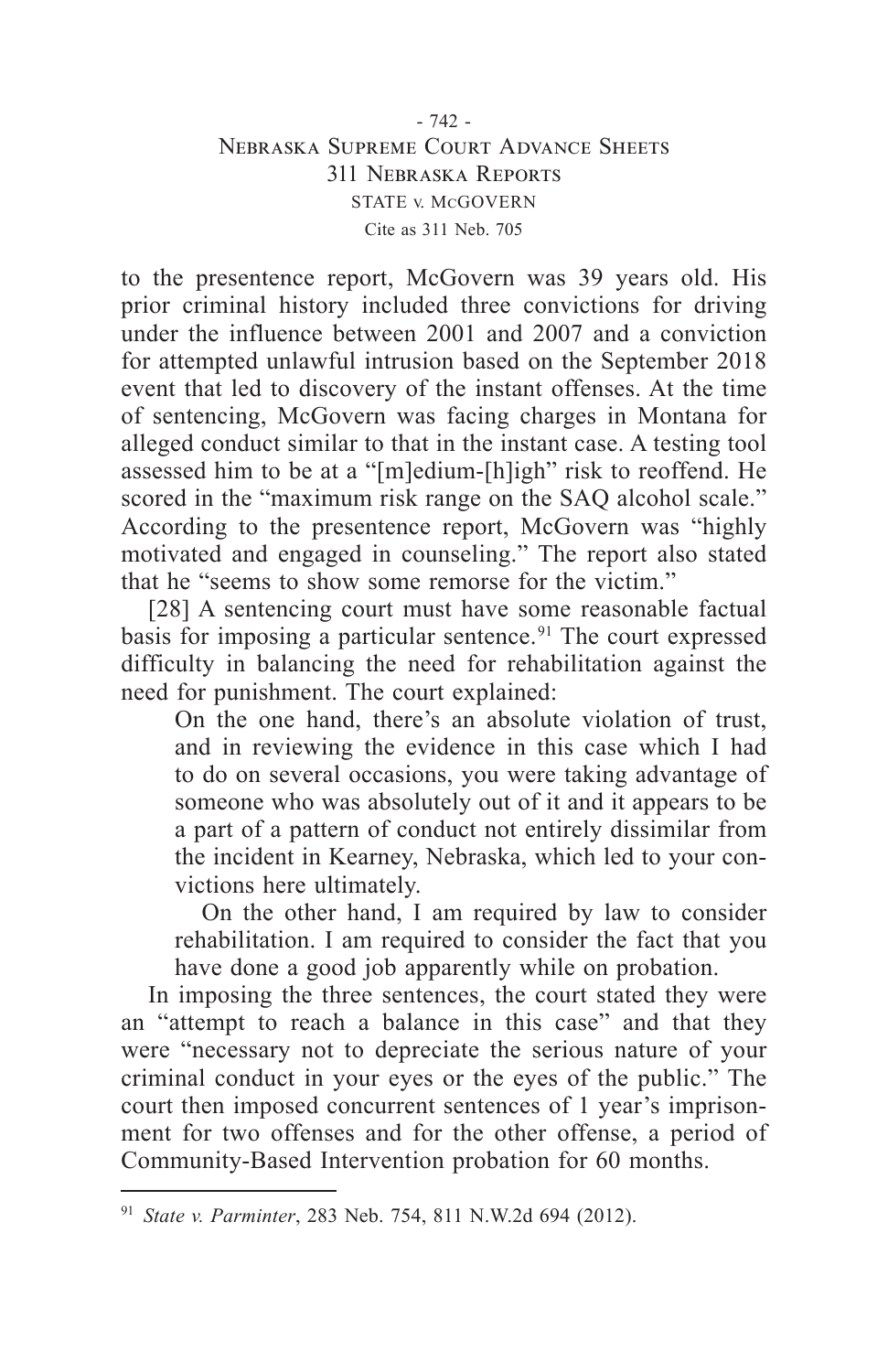to the presentence report, McGovern was 39 years old. His prior criminal history included three convictions for driving under the influence between 2001 and 2007 and a conviction for attempted unlawful intrusion based on the September 2018 event that led to discovery of the instant offenses. At the time of sentencing, McGovern was facing charges in Montana for alleged conduct similar to that in the instant case. A testing tool assessed him to be at a "[m]edium-[h]igh" risk to reoffend. He scored in the "maximum risk range on the SAQ alcohol scale." According to the presentence report, McGovern was "highly motivated and engaged in counseling." The report also stated that he "seems to show some remorse for the victim."

[28] A sentencing court must have some reasonable factual basis for imposing a particular sentence.[91] The court expressed difficulty in balancing the need for rehabilitation against the need for punishment. The court explained:

> On the one hand, there's an absolute violation of trust, and in reviewing the evidence in this case which I had to do on several occasions, you were taking advantage of someone who was absolutely out of it and it appears to be a part of a pattern of conduct not entirely dissimilar from the incident in Kearney, Nebraska, which led to your convictions here ultimately.
>
> On the other hand, I am required by law to consider rehabilitation. I am required to consider the fact that you have done a good job apparently while on probation.

In imposing the three sentences, the court stated they were an "attempt to reach a balance in this case" and that they were "necessary not to depreciate the serious nature of your criminal conduct in your eyes or the eyes of the public." The court then imposed concurrent sentences of 1 year's imprisonment for two offenses and for the other offense, a period of Community-Based Intervention probation for 60 months.

---

[91] *State v. Parminter*, 283 Neb. 754, 811 N.W.2d 694 (2012).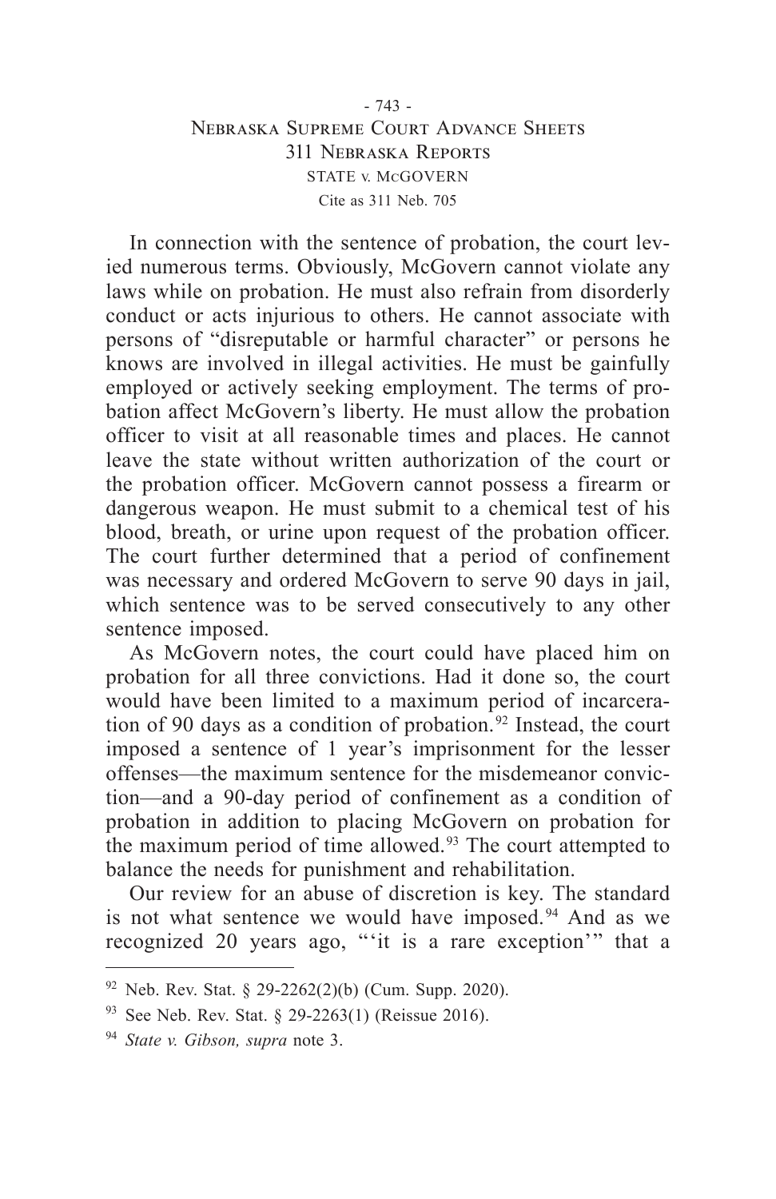In connection with the sentence of probation, the court levied numerous terms. Obviously, McGovern cannot violate any laws while on probation. He must also refrain from disorderly conduct or acts injurious to others. He cannot associate with persons of "disreputable or harmful character" or persons he knows are involved in illegal activities. He must be gainfully employed or actively seeking employment. The terms of probation affect McGovern's liberty. He must allow the probation officer to visit at all reasonable times and places. He cannot leave the state without written authorization of the court or the probation officer. McGovern cannot possess a firearm or dangerous weapon. He must submit to a chemical test of his blood, breath, or urine upon request of the probation officer. The court further determined that a period of confinement was necessary and ordered McGovern to serve 90 days in jail, which sentence was to be served consecutively to any other sentence imposed.

As McGovern notes, the court could have placed him on probation for all three convictions. Had it done so, the court would have been limited to a maximum period of incarceration of 90 days as a condition of probation.[92] Instead, the court imposed a sentence of 1 year's imprisonment for the lesser offenses—the maximum sentence for the misdemeanor conviction—and a 90-day period of confinement as a condition of probation in addition to placing McGovern on probation for the maximum period of time allowed.[93] The court attempted to balance the needs for punishment and rehabilitation.

Our review for an abuse of discretion is key. The standard is not what sentence we would have imposed.[94] And as we recognized 20 years ago, "'it is a rare exception'" that a

---

[92] Neb. Rev. Stat. § 29-2262(2)(b) (Cum. Supp. 2020).

[93] See Neb. Rev. Stat. § 29-2263(1) (Reissue 2016).

[94] *State v. Gibson, supra* note 3.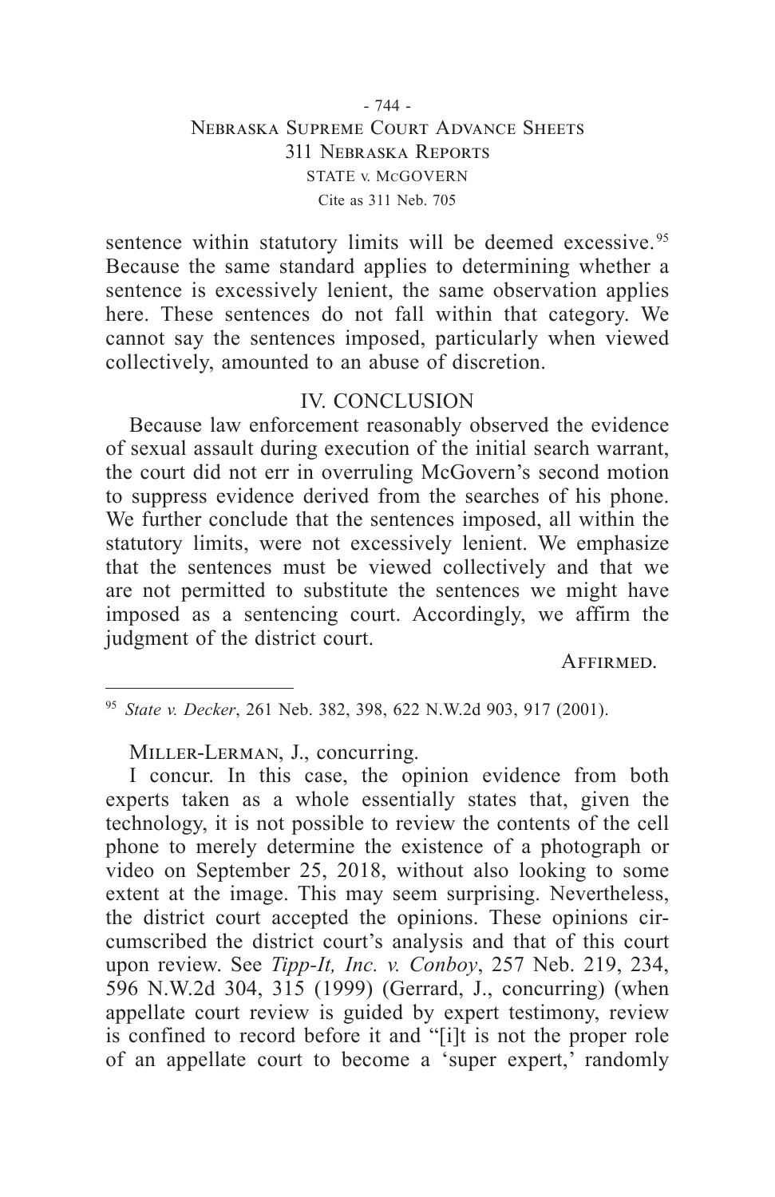sentence within statutory limits will be deemed excessive.[95] Because the same standard applies to determining whether a sentence is excessively lenient, the same observation applies here. These sentences do not fall within that category. We cannot say the sentences imposed, particularly when viewed collectively, amounted to an abuse of discretion.

## IV. CONCLUSION

Because law enforcement reasonably observed the evidence of sexual assault during execution of the initial search warrant, the court did not err in overruling McGovern's second motion to suppress evidence derived from the searches of his phone. We further conclude that the sentences imposed, all within the statutory limits, were not excessively lenient. We emphasize that the sentences must be viewed collectively and that we are not permitted to substitute the sentences we might have imposed as a sentencing court. Accordingly, we affirm the judgment of the district court.

Affirmed.

---

[95] *State v. Decker*, 261 Neb. 382, 398, 622 N.W.2d 903, 917 (2001).

Miller-Lerman, J., concurring.

I concur. In this case, the opinion evidence from both experts taken as a whole essentially states that, given the technology, it is not possible to review the contents of the cell phone to merely determine the existence of a photograph or video on September 25, 2018, without also looking to some extent at the image. This may seem surprising. Nevertheless, the district court accepted the opinions. These opinions circumscribed the district court's analysis and that of this court upon review. See *Tipp-It, Inc. v. Conboy*, 257 Neb. 219, 234, 596 N.W.2d 304, 315 (1999) (Gerrard, J., concurring) (when appellate court review is guided by expert testimony, review is confined to record before it and "[i]t is not the proper role of an appellate court to become a 'super expert,' randomly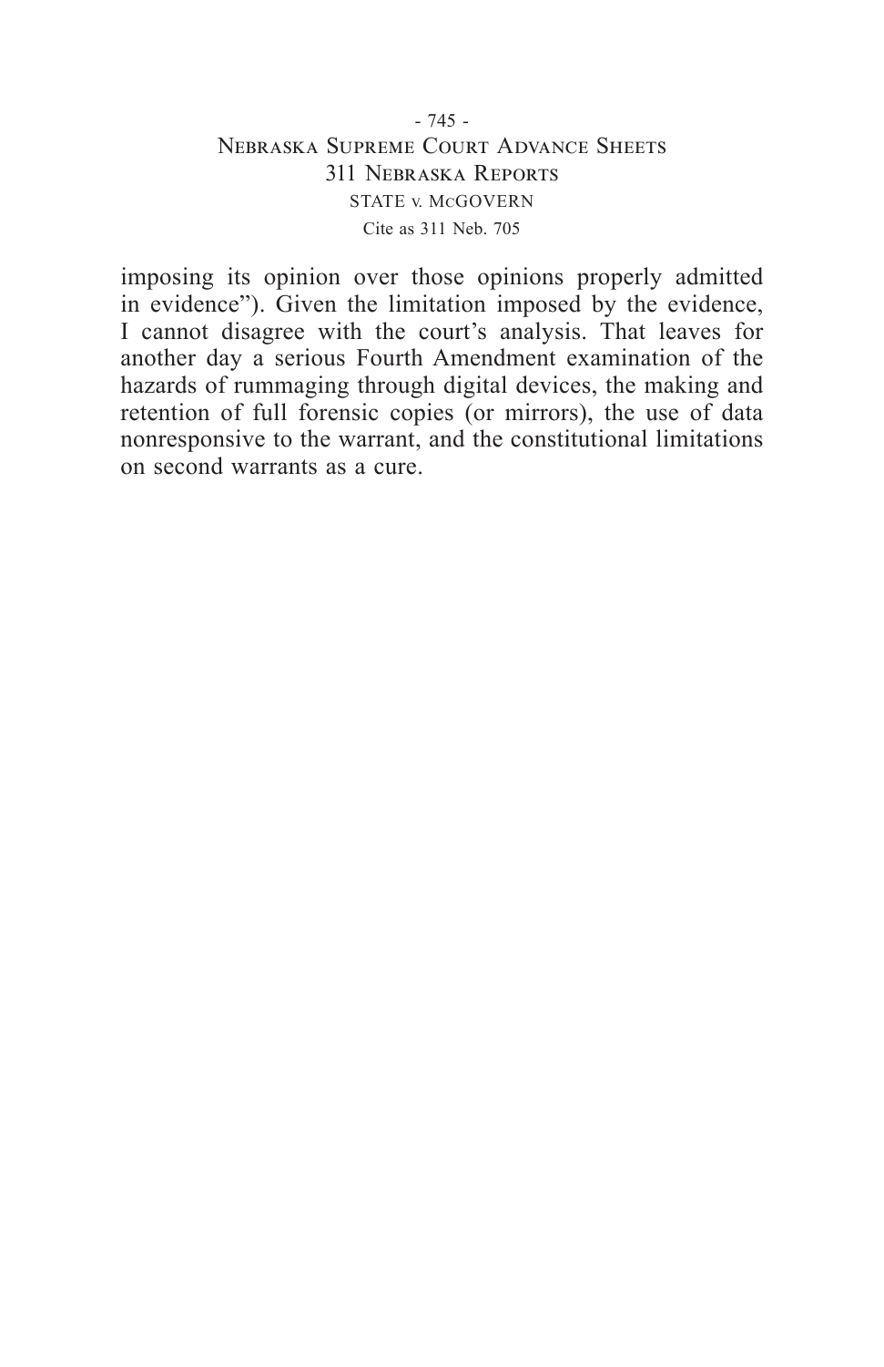imposing its opinion over those opinions properly admitted in evidence"). Given the limitation imposed by the evidence, I cannot disagree with the court's analysis. That leaves for another day a serious Fourth Amendment examination of the hazards of rummaging through digital devices, the making and retention of full forensic copies (or mirrors), the use of data nonresponsive to the warrant, and the constitutional limitations on second warrants as a cure.